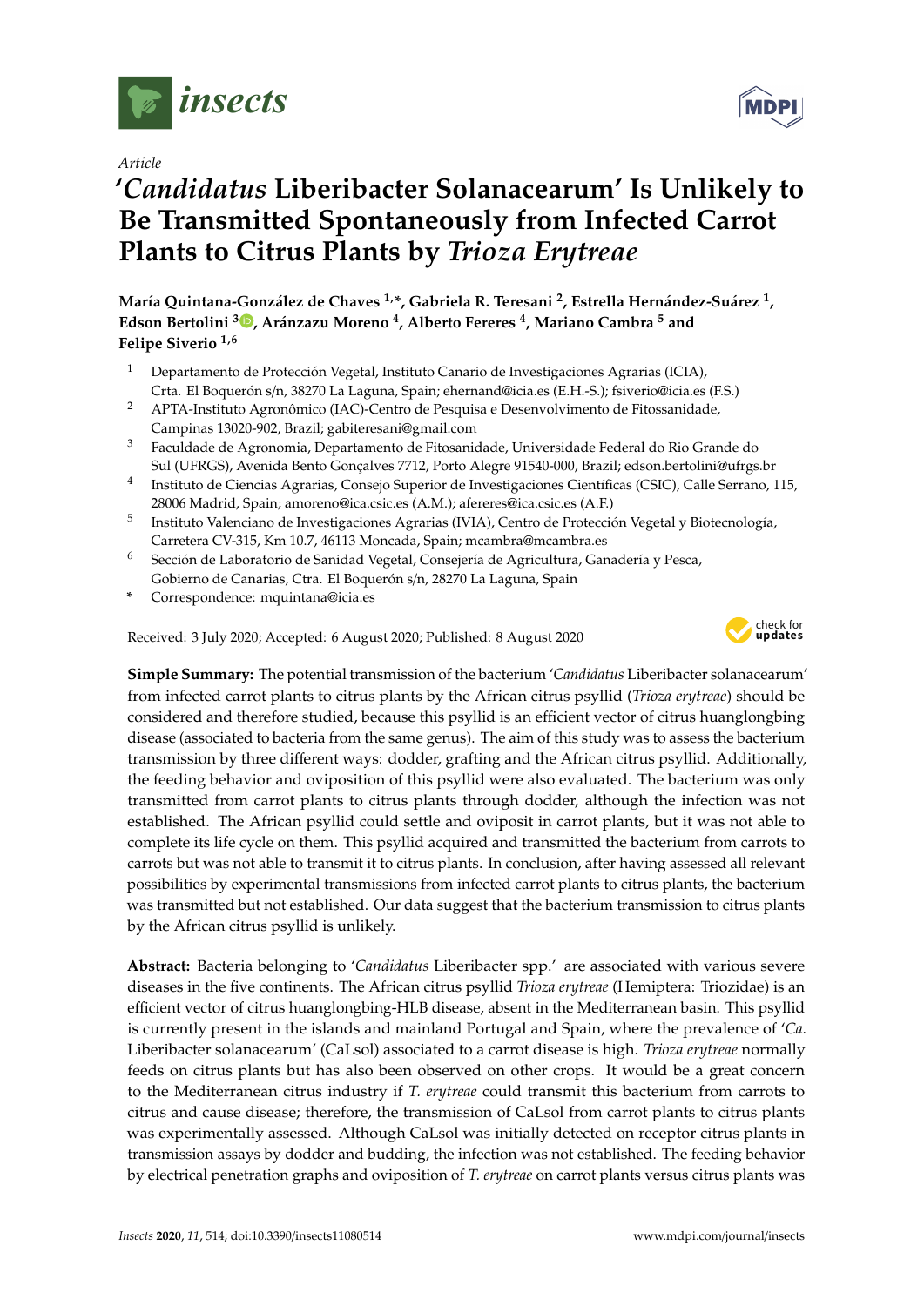*Article*

# '*Candidatus* Liberibacter Solanacearum' Is Unlikely to Be Transmitted Spontaneously from Infected Carrot Plants to Citrus Plants by *Trioza Erytreae*

**María Quintana-González de Chaves [1,*], Gabriela R. Teresani [2], Estrella Hernández-Suárez [1], Edson Bertolini [3], Aránzazu Moreno [4], Alberto Fereres [4], Mariano Cambra [5] and Felipe Siverio [1,6]**

1. Departamento de Protección Vegetal, Instituto Canario de Investigaciones Agrarias (ICIA), Crta. El Boquerón s/n, 38270 La Laguna, Spain; ehernand@icia.es (E.H.-S.); fsiverio@icia.es (F.S.)
2. APTA-Instituto Agronômico (IAC)-Centro de Pesquisa e Desenvolvimento de Fitossanidade, Campinas 13020-902, Brazil; gabiteresani@gmail.com
3. Faculdade de Agronomia, Departamento de Fitossanidade, Universidade Federal do Rio Grande do Sul (UFRGS), Avenida Bento Gonçalves 7712, Porto Alegre 91540-000, Brazil; edson.bertolini@ufrgs.br
4. Instituto de Ciencias Agrarias, Consejo Superior de Investigaciones Científicas (CSIC), Calle Serrano, 115, 28006 Madrid, Spain; amoreno@ica.csic.es (A.M.); afereres@ica.csic.es (A.F.)
5. Instituto Valenciano de Investigaciones Agrarias (IVIA), Centro de Protección Vegetal y Biotecnología, Carretera CV-315, Km 10.7, 46113 Moncada, Spain; mcambra@mcambra.es
6. Sección de Laboratorio de Sanidad Vegetal, Consejería de Agricultura, Ganadería y Pesca, Gobierno de Canarias, Ctra. El Boquerón s/n, 28270 La Laguna, Spain

\* Correspondence: mquintana@icia.es

Received: 3 July 2020; Accepted: 6 August 2020; Published: 8 August 2020

**Simple Summary:** The potential transmission of the bacterium '*Candidatus* Liberibacter solanacearum' from infected carrot plants to citrus plants by the African citrus psyllid (*Trioza erytreae*) should be considered and therefore studied, because this psyllid is an efficient vector of citrus huanglongbing disease (associated to bacteria from the same genus). The aim of this study was to assess the bacterium transmission by three different ways: dodder, grafting and the African citrus psyllid. Additionally, the feeding behavior and oviposition of this psyllid were also evaluated. The bacterium was only transmitted from carrot plants to citrus plants through dodder, although the infection was not established. The African psyllid could settle and oviposit in carrot plants, but it was not able to complete its life cycle on them. This psyllid acquired and transmitted the bacterium from carrots to carrots but was not able to transmit it to citrus plants. In conclusion, after having assessed all relevant possibilities by experimental transmissions from infected carrot plants to citrus plants, the bacterium was transmitted but not established. Our data suggest that the bacterium transmission to citrus plants by the African citrus psyllid is unlikely.

**Abstract:** Bacteria belonging to '*Candidatus* Liberibacter spp.' are associated with various severe diseases in the five continents. The African citrus psyllid *Trioza erytreae* (Hemiptera: Triozidae) is an efficient vector of citrus huanglongbing-HLB disease, absent in the Mediterranean basin. This psyllid is currently present in the islands and mainland Portugal and Spain, where the prevalence of '*Ca.* Liberibacter solanacearum' (CaLsol) associated to a carrot disease is high. *Trioza erytreae* normally feeds on citrus plants but has also been observed on other crops. It would be a great concern to the Mediterranean citrus industry if *T. erytreae* could transmit this bacterium from carrots to citrus and cause disease; therefore, the transmission of CaLsol from carrot plants to citrus plants was experimentally assessed. Although CaLsol was initially detected on receptor citrus plants in transmission assays by dodder and budding, the infection was not established. The feeding behavior by electrical penetration graphs and oviposition of *T. erytreae* on carrot plants versus citrus plants was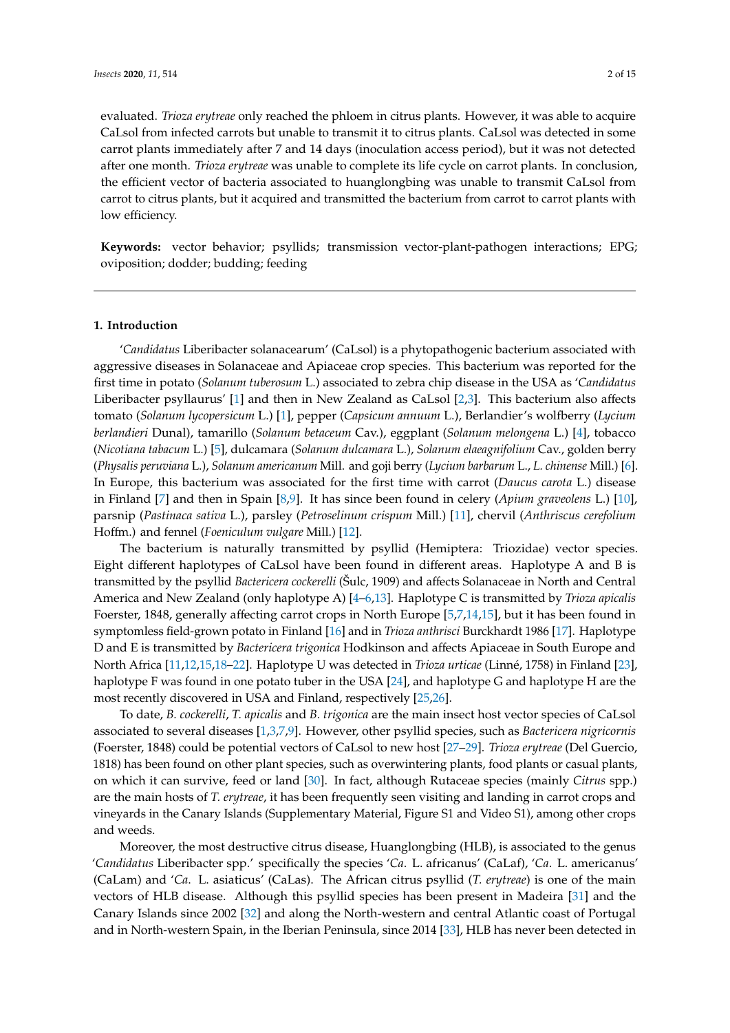evaluated. *Trioza erytreae* only reached the phloem in citrus plants. However, it was able to acquire CaLsol from infected carrots but unable to transmit it to citrus plants. CaLsol was detected in some carrot plants immediately after 7 and 14 days (inoculation access period), but it was not detected after one month. *Trioza erytreae* was unable to complete its life cycle on carrot plants. In conclusion, the efficient vector of bacteria associated to huanglongbing was unable to transmit CaLsol from carrot to citrus plants, but it acquired and transmitted the bacterium from carrot to carrot plants with low efficiency.

**Keywords:** vector behavior; psyllids; transmission vector-plant-pathogen interactions; EPG; oviposition; dodder; budding; feeding

## 1. Introduction

'*Candidatus* Liberibacter solanacearum' (CaLsol) is a phytopathogenic bacterium associated with aggressive diseases in Solanaceae and Apiaceae crop species. This bacterium was reported for the first time in potato (*Solanum tuberosum* L.) associated to zebra chip disease in the USA as '*Candidatus* Liberibacter psyllaurus' [1] and then in New Zealand as CaLsol [2,3]. This bacterium also affects tomato (*Solanum lycopersicum* L.) [1], pepper (*Capsicum annuum* L.), Berlandier's wolfberry (*Lycium berlandieri* Dunal), tamarillo (*Solanum betaceum* Cav.), eggplant (*Solanum melongena* L.) [4], tobacco (*Nicotiana tabacum* L.) [5], dulcamara (*Solanum dulcamara* L.), *Solanum elaeagnifolium* Cav., golden berry (*Physalis peruviana* L.), *Solanum americanum* Mill. and goji berry (*Lycium barbarum* L., *L. chinense* Mill.) [6]. In Europe, this bacterium was associated for the first time with carrot (*Daucus carota* L.) disease in Finland [7] and then in Spain [8,9]. It has since been found in celery (*Apium graveolens* L.) [10], parsnip (*Pastinaca sativa* L.), parsley (*Petroselinum crispum* Mill.) [11], chervil (*Anthriscus cerefolium* Hoffm.) and fennel (*Foeniculum vulgare* Mill.) [12].

The bacterium is naturally transmitted by psyllid (Hemiptera: Triozidae) vector species. Eight different haplotypes of CaLsol have been found in different areas. Haplotype A and B is transmitted by the psyllid *Bactericera cockerelli* (Šulc, 1909) and affects Solanaceae in North and Central America and New Zealand (only haplotype A) [4–6,13]. Haplotype C is transmitted by *Trioza apicalis* Foerster, 1848, generally affecting carrot crops in North Europe [5,7,14,15], but it has been found in symptomless field-grown potato in Finland [16] and in *Trioza anthrisci* Burckhardt 1986 [17]. Haplotype D and E is transmitted by *Bactericera trigonica* Hodkinson and affects Apiaceae in South Europe and North Africa [11,12,15,18–22]. Haplotype U was detected in *Trioza urticae* (Linné, 1758) in Finland [23], haplotype F was found in one potato tuber in the USA [24], and haplotype G and haplotype H are the most recently discovered in USA and Finland, respectively [25,26].

To date, *B. cockerelli*, *T. apicalis* and *B. trigonica* are the main insect host vector species of CaLsol associated to several diseases [1,3,7,9]. However, other psyllid species, such as *Bactericera nigricornis* (Foerster, 1848) could be potential vectors of CaLsol to new host [27–29]. *Trioza erytreae* (Del Guercio, 1818) has been found on other plant species, such as overwintering plants, food plants or casual plants, on which it can survive, feed or land [30]. In fact, although Rutaceae species (mainly *Citrus* spp.) are the main hosts of *T. erytreae*, it has been frequently seen visiting and landing in carrot crops and vineyards in the Canary Islands (Supplementary Material, Figure S1 and Video S1), among other crops and weeds.

Moreover, the most destructive citrus disease, Huanglongbing (HLB), is associated to the genus '*Candidatus* Liberibacter spp.' specifically the species '*Ca.* L. africanus' (CaLaf), '*Ca.* L. americanus' (CaLam) and '*Ca.* L. asiaticus' (CaLas). The African citrus psyllid (*T. erytreae*) is one of the main vectors of HLB disease. Although this psyllid species has been present in Madeira [31] and the Canary Islands since 2002 [32] and along the North-western and central Atlantic coast of Portugal and in North-western Spain, in the Iberian Peninsula, since 2014 [33], HLB has never been detected in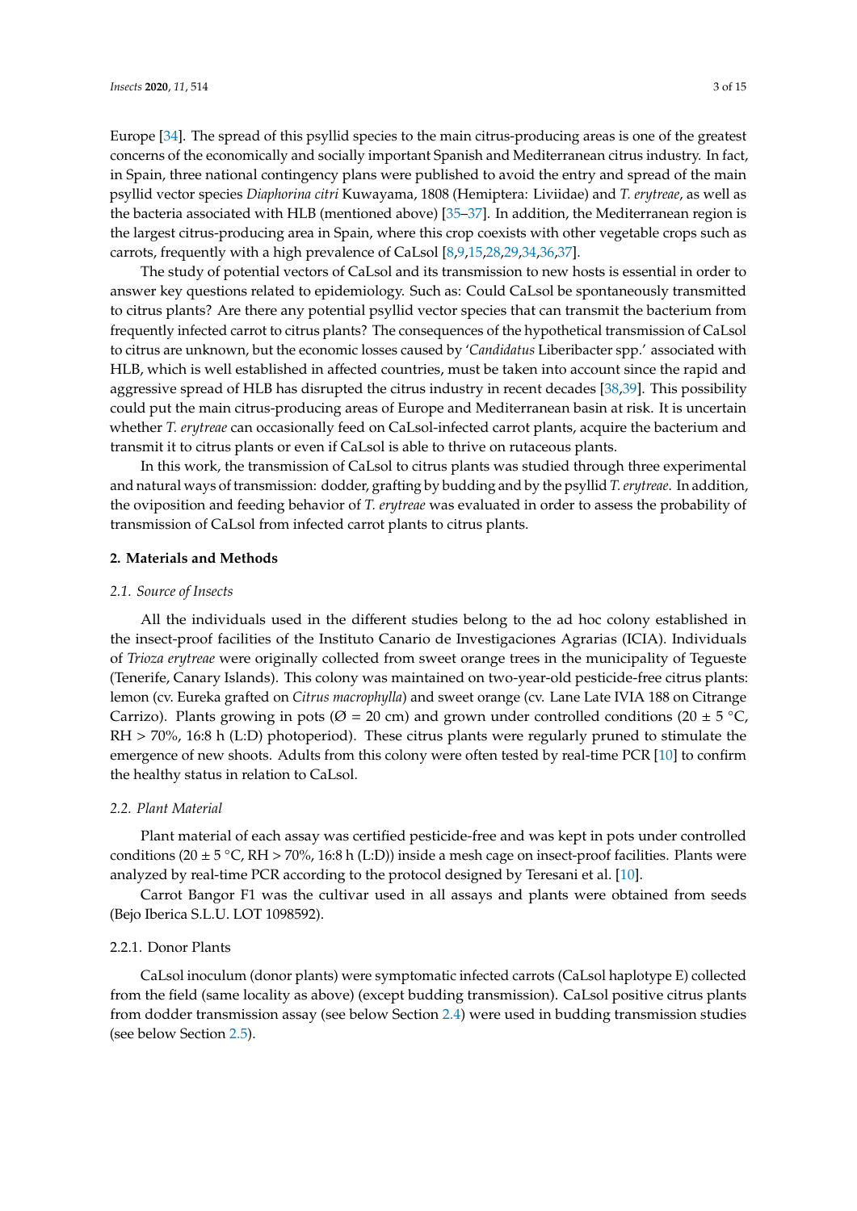Europe [34]. The spread of this psyllid species to the main citrus-producing areas is one of the greatest concerns of the economically and socially important Spanish and Mediterranean citrus industry. In fact, in Spain, three national contingency plans were published to avoid the entry and spread of the main psyllid vector species *Diaphorina citri* Kuwayama, 1808 (Hemiptera: Liviidae) and *T. erytreae*, as well as the bacteria associated with HLB (mentioned above) [35–37]. In addition, the Mediterranean region is the largest citrus-producing area in Spain, where this crop coexists with other vegetable crops such as carrots, frequently with a high prevalence of CaLsol [8,9,15,28,29,34,36,37].

The study of potential vectors of CaLsol and its transmission to new hosts is essential in order to answer key questions related to epidemiology. Such as: Could CaLsol be spontaneously transmitted to citrus plants? Are there any potential psyllid vector species that can transmit the bacterium from frequently infected carrot to citrus plants? The consequences of the hypothetical transmission of CaLsol to citrus are unknown, but the economic losses caused by '*Candidatus* Liberibacter spp.' associated with HLB, which is well established in affected countries, must be taken into account since the rapid and aggressive spread of HLB has disrupted the citrus industry in recent decades [38,39]. This possibility could put the main citrus-producing areas of Europe and Mediterranean basin at risk. It is uncertain whether *T. erytreae* can occasionally feed on CaLsol-infected carrot plants, acquire the bacterium and transmit it to citrus plants or even if CaLsol is able to thrive on rutaceous plants.

In this work, the transmission of CaLsol to citrus plants was studied through three experimental and natural ways of transmission: dodder, grafting by budding and by the psyllid *T. erytreae*. In addition, the oviposition and feeding behavior of *T. erytreae* was evaluated in order to assess the probability of transmission of CaLsol from infected carrot plants to citrus plants.

## 2. Materials and Methods

### 2.1. Source of Insects

All the individuals used in the different studies belong to the ad hoc colony established in the insect-proof facilities of the Instituto Canario de Investigaciones Agrarias (ICIA). Individuals of *Trioza erytreae* were originally collected from sweet orange trees in the municipality of Tegueste (Tenerife, Canary Islands). This colony was maintained on two-year-old pesticide-free citrus plants: lemon (cv. Eureka grafted on *Citrus macrophylla*) and sweet orange (cv. Lane Late IVIA 188 on Citrange Carrizo). Plants growing in pots (Ø = 20 cm) and grown under controlled conditions (20 ± 5 °C, RH > 70%, 16:8 h (L:D) photoperiod). These citrus plants were regularly pruned to stimulate the emergence of new shoots. Adults from this colony were often tested by real-time PCR [10] to confirm the healthy status in relation to CaLsol.

### 2.2. Plant Material

Plant material of each assay was certified pesticide-free and was kept in pots under controlled conditions (20 ± 5 °C, RH > 70%, 16:8 h (L:D)) inside a mesh cage on insect-proof facilities. Plants were analyzed by real-time PCR according to the protocol designed by Teresani et al. [10].

Carrot Bangor F1 was the cultivar used in all assays and plants were obtained from seeds (Bejo Iberica S.L.U. LOT 1098592).

#### 2.2.1. Donor Plants

CaLsol inoculum (donor plants) were symptomatic infected carrots (CaLsol haplotype E) collected from the field (same locality as above) (except budding transmission). CaLsol positive citrus plants from dodder transmission assay (see below Section 2.4) were used in budding transmission studies (see below Section 2.5).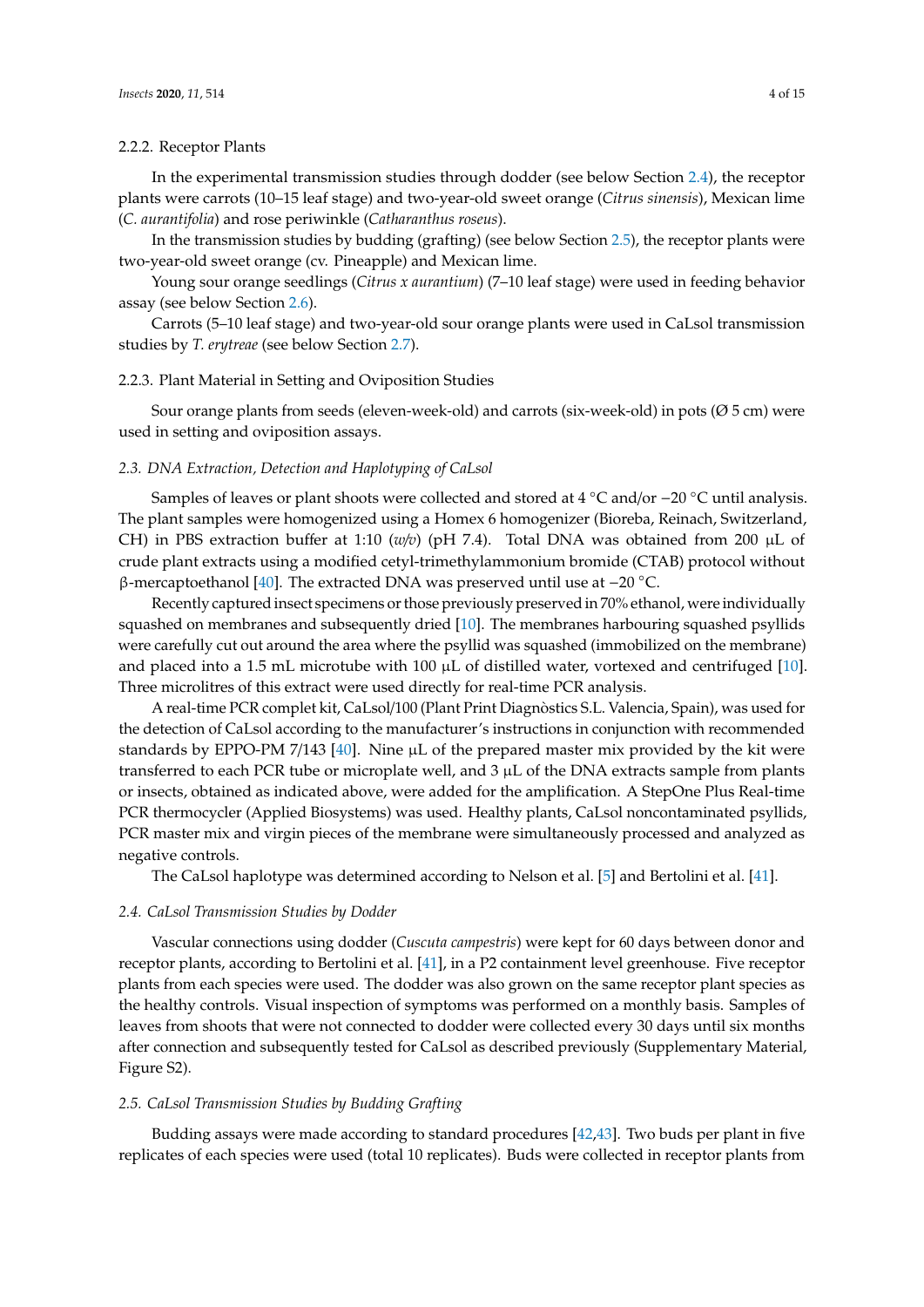#### 2.2.2. Receptor Plants

In the experimental transmission studies through dodder (see below Section 2.4), the receptor plants were carrots (10–15 leaf stage) and two-year-old sweet orange (*Citrus sinensis*), Mexican lime (*C. aurantifolia*) and rose periwinkle (*Catharanthus roseus*).

In the transmission studies by budding (grafting) (see below Section 2.5), the receptor plants were two-year-old sweet orange (cv. Pineapple) and Mexican lime.

Young sour orange seedlings (*Citrus x aurantium*) (7–10 leaf stage) were used in feeding behavior assay (see below Section 2.6).

Carrots (5–10 leaf stage) and two-year-old sour orange plants were used in CaLsol transmission studies by *T. erytreae* (see below Section 2.7).

#### 2.2.3. Plant Material in Setting and Oviposition Studies

Sour orange plants from seeds (eleven-week-old) and carrots (six-week-old) in pots (Ø 5 cm) were used in setting and oviposition assays.

### *2.3. DNA Extraction, Detection and Haplotyping of CaLsol*

Samples of leaves or plant shoots were collected and stored at 4 °C and/or −20 °C until analysis. The plant samples were homogenized using a Homex 6 homogenizer (Bioreba, Reinach, Switzerland, CH) in PBS extraction buffer at 1:10 (*w/v*) (pH 7.4). Total DNA was obtained from 200 µL of crude plant extracts using a modified cetyl-trimethylammonium bromide (CTAB) protocol without β-mercaptoethanol [40]. The extracted DNA was preserved until use at −20 °C.

Recently captured insect specimens or those previously preserved in 70% ethanol, were individually squashed on membranes and subsequently dried [10]. The membranes harbouring squashed psyllids were carefully cut out around the area where the psyllid was squashed (immobilized on the membrane) and placed into a 1.5 mL microtube with 100 µL of distilled water, vortexed and centrifuged [10]. Three microlitres of this extract were used directly for real-time PCR analysis.

A real-time PCR complet kit, CaLsol/100 (Plant Print Diagnòstics S.L. Valencia, Spain), was used for the detection of CaLsol according to the manufacturer's instructions in conjunction with recommended standards by EPPO-PM 7/143 [40]. Nine µL of the prepared master mix provided by the kit were transferred to each PCR tube or microplate well, and 3 µL of the DNA extracts sample from plants or insects, obtained as indicated above, were added for the amplification. A StepOne Plus Real-time PCR thermocycler (Applied Biosystems) was used. Healthy plants, CaLsol noncontaminated psyllids, PCR master mix and virgin pieces of the membrane were simultaneously processed and analyzed as negative controls.

The CaLsol haplotype was determined according to Nelson et al. [5] and Bertolini et al. [41].

### *2.4. CaLsol Transmission Studies by Dodder*

Vascular connections using dodder (*Cuscuta campestris*) were kept for 60 days between donor and receptor plants, according to Bertolini et al. [41], in a P2 containment level greenhouse. Five receptor plants from each species were used. The dodder was also grown on the same receptor plant species as the healthy controls. Visual inspection of symptoms was performed on a monthly basis. Samples of leaves from shoots that were not connected to dodder were collected every 30 days until six months after connection and subsequently tested for CaLsol as described previously (Supplementary Material, Figure S2).

### *2.5. CaLsol Transmission Studies by Budding Grafting*

Budding assays were made according to standard procedures [42,43]. Two buds per plant in five replicates of each species were used (total 10 replicates). Buds were collected in receptor plants from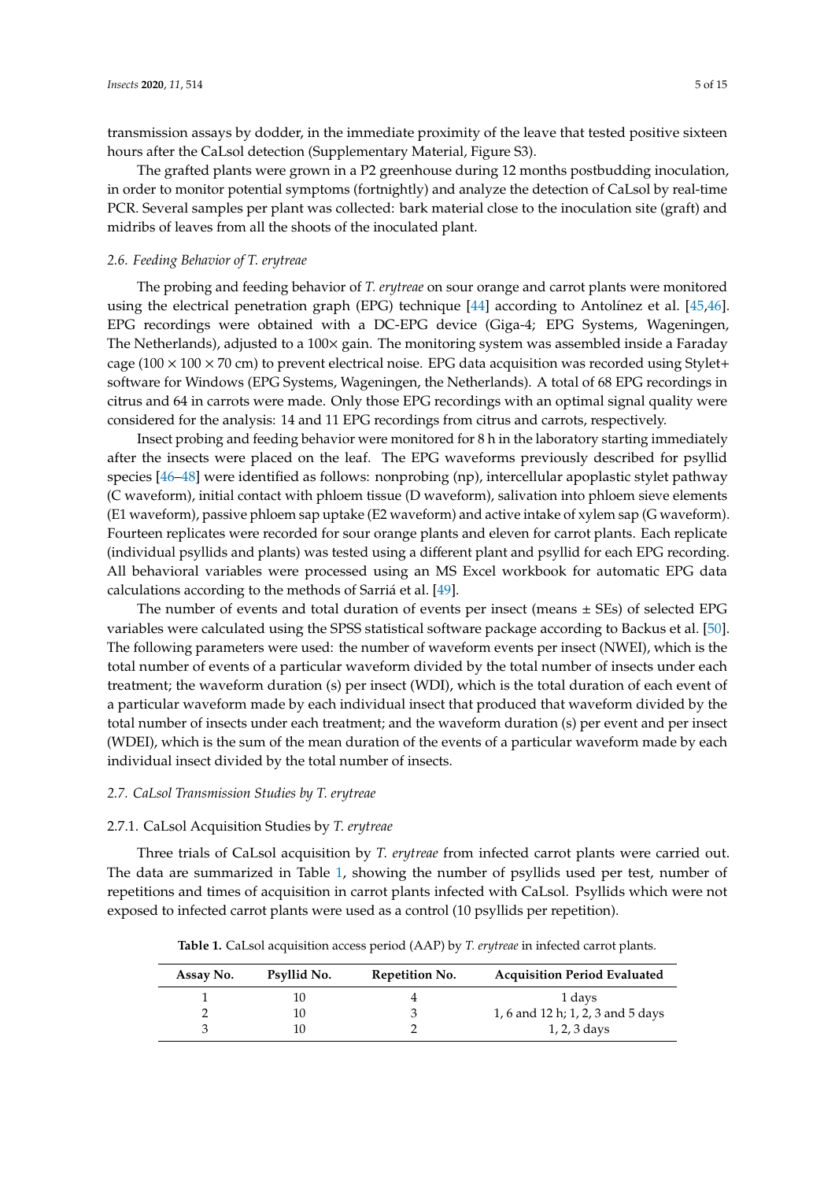transmission assays by dodder, in the immediate proximity of the leave that tested positive sixteen hours after the CaLsol detection (Supplementary Material, Figure S3).

The grafted plants were grown in a P2 greenhouse during 12 months postbudding inoculation, in order to monitor potential symptoms (fortnightly) and analyze the detection of CaLsol by real-time PCR. Several samples per plant was collected: bark material close to the inoculation site (graft) and midribs of leaves from all the shoots of the inoculated plant.

### *2.6. Feeding Behavior of T. erytreae*

The probing and feeding behavior of *T. erytreae* on sour orange and carrot plants were monitored using the electrical penetration graph (EPG) technique [44] according to Antolínez et al. [45,46]. EPG recordings were obtained with a DC-EPG device (Giga-4; EPG Systems, Wageningen, The Netherlands), adjusted to a 100× gain. The monitoring system was assembled inside a Faraday cage (100 × 100 × 70 cm) to prevent electrical noise. EPG data acquisition was recorded using Stylet+ software for Windows (EPG Systems, Wageningen, the Netherlands). A total of 68 EPG recordings in citrus and 64 in carrots were made. Only those EPG recordings with an optimal signal quality were considered for the analysis: 14 and 11 EPG recordings from citrus and carrots, respectively.

Insect probing and feeding behavior were monitored for 8 h in the laboratory starting immediately after the insects were placed on the leaf. The EPG waveforms previously described for psyllid species [46–48] were identified as follows: nonprobing (np), intercellular apoplastic stylet pathway (C waveform), initial contact with phloem tissue (D waveform), salivation into phloem sieve elements (E1 waveform), passive phloem sap uptake (E2 waveform) and active intake of xylem sap (G waveform). Fourteen replicates were recorded for sour orange plants and eleven for carrot plants. Each replicate (individual psyllids and plants) was tested using a different plant and psyllid for each EPG recording. All behavioral variables were processed using an MS Excel workbook for automatic EPG data calculations according to the methods of Sarriá et al. [49].

The number of events and total duration of events per insect (means ± SEs) of selected EPG variables were calculated using the SPSS statistical software package according to Backus et al. [50]. The following parameters were used: the number of waveform events per insect (NWEI), which is the total number of events of a particular waveform divided by the total number of insects under each treatment; the waveform duration (s) per insect (WDI), which is the total duration of each event of a particular waveform made by each individual insect that produced that waveform divided by the total number of insects under each treatment; and the waveform duration (s) per event and per insect (WDEI), which is the sum of the mean duration of the events of a particular waveform made by each individual insect divided by the total number of insects.

### *2.7. CaLsol Transmission Studies by T. erytreae*

#### 2.7.1. CaLsol Acquisition Studies by *T. erytreae*

Three trials of CaLsol acquisition by *T. erytreae* from infected carrot plants were carried out. The data are summarized in Table 1, showing the number of psyllids used per test, number of repetitions and times of acquisition in carrot plants infected with CaLsol. Psyllids which were not exposed to infected carrot plants were used as a control (10 psyllids per repetition).

**Table 1.** CaLsol acquisition access period (AAP) by *T. erytreae* in infected carrot plants.

| Assay No. | Psyllid No. | Repetition No. | Acquisition Period Evaluated |
|---|---|---|---|
| 1 | 10 | 4 | 1 days |
| 2 | 10 | 3 | 1, 6 and 12 h; 1, 2, 3 and 5 days |
| 3 | 10 | 2 | 1, 2, 3 days |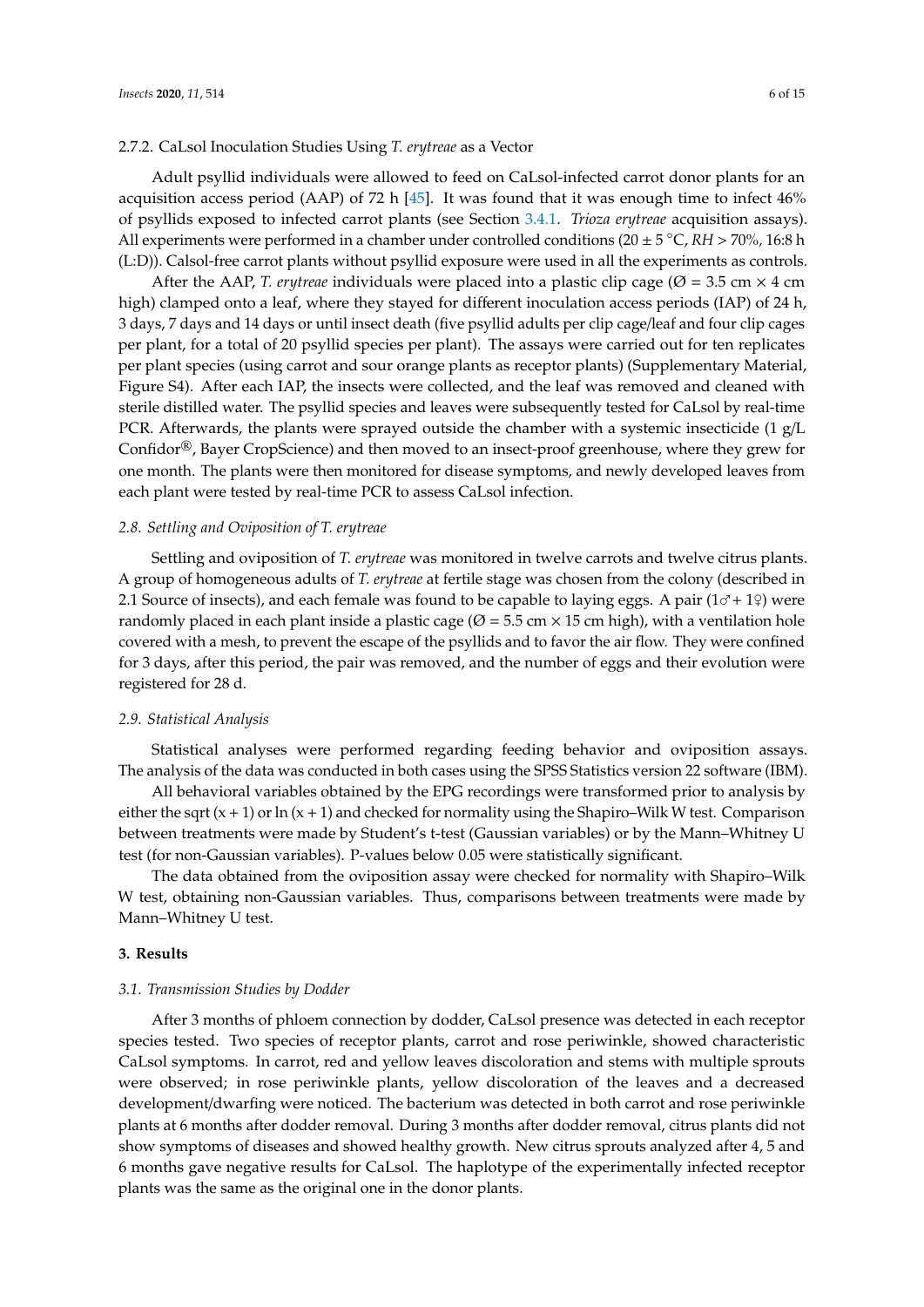#### 2.7.2. CaLsol Inoculation Studies Using *T. erytreae* as a Vector

Adult psyllid individuals were allowed to feed on CaLsol-infected carrot donor plants for an acquisition access period (AAP) of 72 h [45]. It was found that it was enough time to infect 46% of psyllids exposed to infected carrot plants (see Section 3.4.1. *Trioza erytreae* acquisition assays). All experiments were performed in a chamber under controlled conditions (20 ± 5 °C, *RH* > 70%, 16:8 h (L:D)). Calsol-free carrot plants without psyllid exposure were used in all the experiments as controls.

After the AAP, *T. erytreae* individuals were placed into a plastic clip cage (Ø = 3.5 cm × 4 cm high) clamped onto a leaf, where they stayed for different inoculation access periods (IAP) of 24 h, 3 days, 7 days and 14 days or until insect death (five psyllid adults per clip cage/leaf and four clip cages per plant, for a total of 20 psyllid species per plant). The assays were carried out for ten replicates per plant species (using carrot and sour orange plants as receptor plants) (Supplementary Material, Figure S4). After each IAP, the insects were collected, and the leaf was removed and cleaned with sterile distilled water. The psyllid species and leaves were subsequently tested for CaLsol by real-time PCR. Afterwards, the plants were sprayed outside the chamber with a systemic insecticide (1 g/L Confidor®, Bayer CropScience) and then moved to an insect-proof greenhouse, where they grew for one month. The plants were then monitored for disease symptoms, and newly developed leaves from each plant were tested by real-time PCR to assess CaLsol infection.

### 2.8. Settling and Oviposition of *T. erytreae*

Settling and oviposition of *T. erytreae* was monitored in twelve carrots and twelve citrus plants. A group of homogeneous adults of *T. erytreae* at fertile stage was chosen from the colony (described in 2.1 Source of insects), and each female was found to be capable to laying eggs. A pair (1♂+ 1♀) were randomly placed in each plant inside a plastic cage (Ø = 5.5 cm × 15 cm high), with a ventilation hole covered with a mesh, to prevent the escape of the psyllids and to favor the air flow. They were confined for 3 days, after this period, the pair was removed, and the number of eggs and their evolution were registered for 28 d.

### 2.9. Statistical Analysis

Statistical analyses were performed regarding feeding behavior and oviposition assays. The analysis of the data was conducted in both cases using the SPSS Statistics version 22 software (IBM).

All behavioral variables obtained by the EPG recordings were transformed prior to analysis by either the sqrt (x + 1) or ln (x + 1) and checked for normality using the Shapiro–Wilk W test. Comparison between treatments were made by Student's t-test (Gaussian variables) or by the Mann–Whitney U test (for non-Gaussian variables). P-values below 0.05 were statistically significant.

The data obtained from the oviposition assay were checked for normality with Shapiro–Wilk W test, obtaining non-Gaussian variables. Thus, comparisons between treatments were made by Mann–Whitney U test.

## 3. Results

### 3.1. Transmission Studies by Dodder

After 3 months of phloem connection by dodder, CaLsol presence was detected in each receptor species tested. Two species of receptor plants, carrot and rose periwinkle, showed characteristic CaLsol symptoms. In carrot, red and yellow leaves discoloration and stems with multiple sprouts were observed; in rose periwinkle plants, yellow discoloration of the leaves and a decreased development/dwarfing were noticed. The bacterium was detected in both carrot and rose periwinkle plants at 6 months after dodder removal. During 3 months after dodder removal, citrus plants did not show symptoms of diseases and showed healthy growth. New citrus sprouts analyzed after 4, 5 and 6 months gave negative results for CaLsol. The haplotype of the experimentally infected receptor plants was the same as the original one in the donor plants.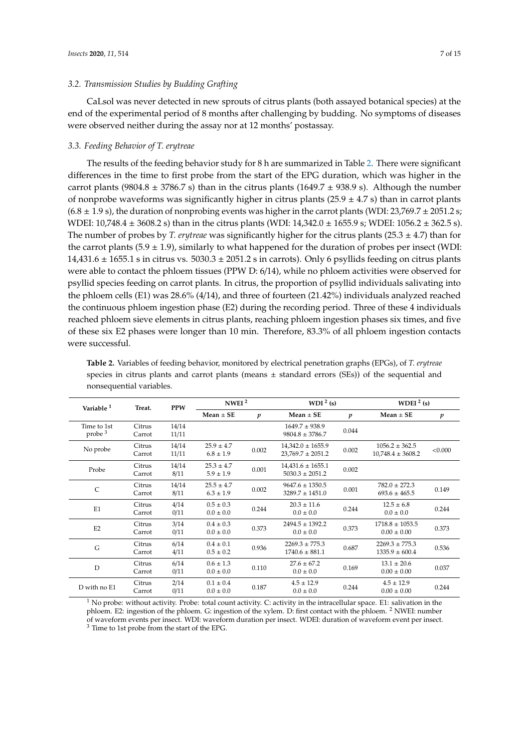### 3.2. Transmission Studies by Budding Grafting

CaLsol was never detected in new sprouts of citrus plants (both assayed botanical species) at the end of the experimental period of 8 months after challenging by budding. No symptoms of diseases were observed neither during the assay nor at 12 months' postassay.

### 3.3. Feeding Behavior of *T. erytreae*

The results of the feeding behavior study for 8 h are summarized in Table 2. There were significant differences in the time to first probe from the start of the EPG duration, which was higher in the carrot plants (9804.8 ± 3786.7 s) than in the citrus plants (1649.7 ± 938.9 s). Although the number of nonprobe waveforms was significantly higher in citrus plants (25.9 ± 4.7 s) than in carrot plants (6.8 ± 1.9 s), the duration of nonprobing events was higher in the carrot plants (WDI: 23,769.7 ± 2051.2 s; WDEI: 10,748.4 ± 3608.2 s) than in the citrus plants (WDI: 14,342.0 ± 1655.9 s; WDEI: 1056.2 ± 362.5 s). The number of probes by *T. erytreae* was significantly higher for the citrus plants (25.3 ± 4.7) than for the carrot plants (5.9 ± 1.9), similarly to what happened for the duration of probes per insect (WDI: 14,431.6 ± 1655.1 s in citrus vs. 5030.3 ± 2051.2 s in carrots). Only 6 psyllids feeding on citrus plants were able to contact the phloem tissues (PPW D: 6/14), while no phloem activities were observed for psyllid species feeding on carrot plants. In citrus, the proportion of psyllid individuals salivating into the phloem cells (E1) was 28.6% (4/14), and three of fourteen (21.42%) individuals analyzed reached the continuous phloem ingestion phase (E2) during the recording period. Three of these 4 individuals reached phloem sieve elements in citrus plants, reaching phloem ingestion phases six times, and five of these six E2 phases were longer than 10 min. Therefore, 83.3% of all phloem ingestion contacts were successful.

**Table 2.** Variables of feeding behavior, monitored by electrical penetration graphs (EPGs), of *T. erytreae* species in citrus plants and carrot plants (means ± standard errors (SEs)) of the sequential and nonsequential variables.

| Variable [1] | Treat. | PPW | NWEI [2] | | WDI [2] (s) | | WDEI [2] (s) | |
|---|---|---|---|---|---|---|---|---|
| | | | Mean ± SE | *p* | Mean ± SE | *p* | Mean ± SE | *p* |
| Time to 1st probe [3] | Citrus | 14/14 | | | 1649.7 ± 938.9 | 0.044 | | |
| | Carrot | 11/11 | | | 9804.8 ± 3786.7 | | | |
| No probe | Citrus | 14/14 | 25.9 ± 4.7 | 0.002 | 14,342.0 ± 1655.9 | 0.002 | 1056.2 ± 362.5 | <0.000 |
| | Carrot | 11/11 | 6.8 ± 1.9 | | 23,769.7 ± 2051.2 | | 10,748.4 ± 3608.2 | |
| Probe | Citrus | 14/14 | 25.3 ± 4.7 | 0.001 | 14,431.6 ± 1655.1 | 0.002 | | |
| | Carrot | 8/11 | 5.9 ± 1.9 | | 5030.3 ± 2051.2 | | | |
| C | Citrus | 14/14 | 25.5 ± 4.7 | 0.002 | 9647.6 ± 1350.5 | 0.001 | 782.0 ± 272.3 | 0.149 |
| | Carrot | 8/11 | 6.3 ± 1.9 | | 3289.7 ± 1451.0 | | 693.6 ± 465.5 | |
| E1 | Citrus | 4/14 | 0.5 ± 0.3 | 0.244 | 20.3 ± 11.6 | 0.244 | 12.5 ± 6.8 | 0.244 |
| | Carrot | 0/11 | 0.0 ± 0.0 | | 0.0 ± 0.0 | | 0.0 ± 0.0 | |
| E2 | Citrus | 3/14 | 0.4 ± 0.3 | 0.373 | 2494.5 ± 1392.2 | 0.373 | 1718.8 ± 1053.5 | 0.373 |
| | Carrot | 0/11 | 0.0 ± 0.0 | | 0.0 ± 0.0 | | 0.00 ± 0.00 | |
| G | Citrus | 6/14 | 0.4 ± 0.1 | 0.936 | 2269.3 ± 775.3 | 0.687 | 2269.3 ± 775.3 | 0.536 |
| | Carrot | 4/11 | 0.5 ± 0.2 | | 1740.6 ± 881.1 | | 1335.9 ± 600.4 | |
| D | Citrus | 6/14 | 0.6 ± 1.3 | 0.110 | 27.6 ± 67.2 | 0.169 | 13.1 ± 20.6 | 0.037 |
| | Carrot | 0/11 | 0.0 ± 0.0 | | 0.0 ± 0.0 | | 0.00 ± 0.00 | |
| D with no E1 | Citrus | 2/14 | 0.1 ± 0.4 | 0.187 | 4.5 ± 12.9 | 0.244 | 4.5 ± 12.9 | 0.244 |
| | Carrot | 0/11 | 0.0 ± 0.0 | | 0.0 ± 0.0 | | 0.00 ± 0.00 | |

[1] No probe: without activity. Probe: total count activity. C: activity in the intracellular space. E1: salivation in the phloem. E2: ingestion of the phloem. G: ingestion of the xylem. D: first contact with the phloem. [2] NWEI: number of waveform events per insect. WDI: waveform duration per insect. WDEI: duration of waveform event per insect. [3] Time to 1st probe from the start of the EPG.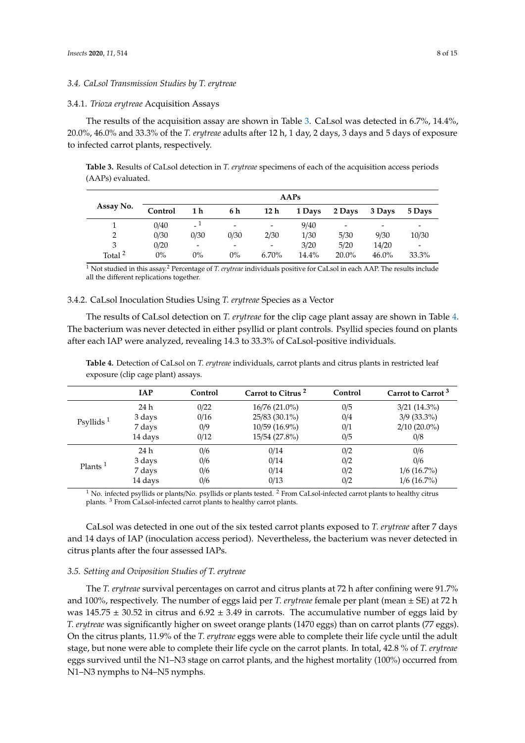### 3.4. CaLsol Transmission Studies by *T. erytreae*

#### 3.4.1. *Trioza erytreae* Acquisition Assays

The results of the acquisition assay are shown in Table 3. CaLsol was detected in 6.7%, 14.4%, 20.0%, 46.0% and 33.3% of the *T. erytreae* adults after 12 h, 1 day, 2 days, 3 days and 5 days of exposure to infected carrot plants, respectively.

**Table 3.** Results of CaLsol detection in *T. erytreae* specimens of each of the acquisition access periods (AAPs) evaluated.

| Assay No. | AAPs | | | | | | | |
|---|---|---|---|---|---|---|---|---|
| | Control | 1 h | 6 h | 12 h | 1 Days | 2 Days | 3 Days | 5 Days |
| 1 | 0/40 | - [1] | - | - | 9/40 | - | - | - |
| 2 | 0/30 | 0/30 | 0/30 | 2/30 | 1/30 | 5/30 | 9/30 | 10/30 |
| 3 | 0/20 | - | - | - | 3/20 | 5/20 | 14/20 | - |
| Total [2] | 0% | 0% | 0% | 6.70% | 14.4% | 20.0% | 46.0% | 33.3% |

[1] Not studied in this assay. [2] Percentage of *T. erytreae* individuals positive for CaLsol in each AAP. The results include all the different replications together.

#### 3.4.2. CaLsol Inoculation Studies Using *T. erytreae* Species as a Vector

The results of CaLsol detection on *T. erytreae* for the clip cage plant assay are shown in Table 4. The bacterium was never detected in either psyllid or plant controls. Psyllid species found on plants after each IAP were analyzed, revealing 14.3 to 33.3% of CaLsol-positive individuals.

**Table 4.** Detection of CaLsol on *T. erytreae* individuals, carrot plants and citrus plants in restricted leaf exposure (clip cage plant) assays.

| | IAP | Control | Carrot to Citrus [2] | Control | Carrot to Carrot [3] |
|---|---|---|---|---|---|
| Psyllids [1] | 24 h | 0/22 | 16/76 (21.0%) | 0/5 | 3/21 (14.3%) |
| | 3 days | 0/16 | 25/83 (30.1%) | 0/4 | 3/9 (33.3%) |
| | 7 days | 0/9 | 10/59 (16.9%) | 0/1 | 2/10 (20.0%) |
| | 14 days | 0/12 | 15/54 (27.8%) | 0/5 | 0/8 |
| Plants [1] | 24 h | 0/6 | 0/14 | 0/2 | 0/6 |
| | 3 days | 0/6 | 0/14 | 0/2 | 0/6 |
| | 7 days | 0/6 | 0/14 | 0/2 | 1/6 (16.7%) |
| | 14 days | 0/6 | 0/13 | 0/2 | 1/6 (16.7%) |

[1] No. infected psyllids or plants/No. psyllids or plants tested. [2] From CaLsol-infected carrot plants to healthy citrus plants. [3] From CaLsol-infected carrot plants to healthy carrot plants.

CaLsol was detected in one out of the six tested carrot plants exposed to *T. erytreae* after 7 days and 14 days of IAP (inoculation access period). Nevertheless, the bacterium was never detected in citrus plants after the four assessed IAPs.

### 3.5. Setting and Oviposition Studies of *T. erytreae*

The *T. erytreae* survival percentages on carrot and citrus plants at 72 h after confining were 91.7% and 100%, respectively. The number of eggs laid per *T. erytreae* female per plant (mean ± SE) at 72 h was 145.75 ± 30.52 in citrus and 6.92 ± 3.49 in carrots. The accumulative number of eggs laid by *T. erytreae* was significantly higher on sweet orange plants (1470 eggs) than on carrot plants (77 eggs). On the citrus plants, 11.9% of the *T. erytreae* eggs were able to complete their life cycle until the adult stage, but none were able to complete their life cycle on the carrot plants. In total, 42.8 % of *T. erytreae* eggs survived until the N1–N3 stage on carrot plants, and the highest mortality (100%) occurred from N1–N3 nymphs to N4–N5 nymphs.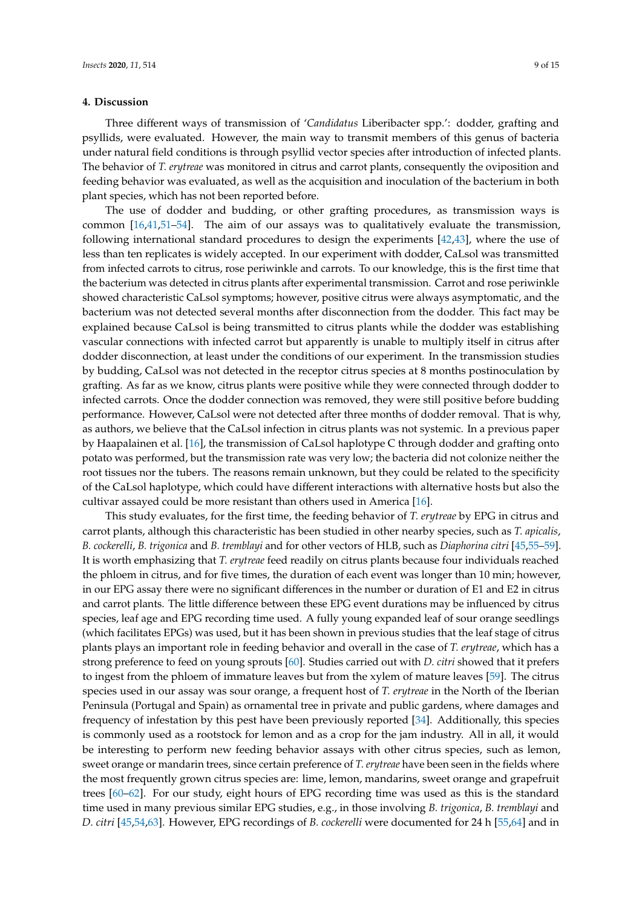## 4. Discussion

Three different ways of transmission of '*Candidatus* Liberibacter spp.': dodder, grafting and psyllids, were evaluated. However, the main way to transmit members of this genus of bacteria under natural field conditions is through psyllid vector species after introduction of infected plants. The behavior of *T. erytreae* was monitored in citrus and carrot plants, consequently the oviposition and feeding behavior was evaluated, as well as the acquisition and inoculation of the bacterium in both plant species, which has not been reported before.

The use of dodder and budding, or other grafting procedures, as transmission ways is common [16,41,51–54]. The aim of our assays was to qualitatively evaluate the transmission, following international standard procedures to design the experiments [42,43], where the use of less than ten replicates is widely accepted. In our experiment with dodder, CaLsol was transmitted from infected carrots to citrus, rose periwinkle and carrots. To our knowledge, this is the first time that the bacterium was detected in citrus plants after experimental transmission. Carrot and rose periwinkle showed characteristic CaLsol symptoms; however, positive citrus were always asymptomatic, and the bacterium was not detected several months after disconnection from the dodder. This fact may be explained because CaLsol is being transmitted to citrus plants while the dodder was establishing vascular connections with infected carrot but apparently is unable to multiply itself in citrus after dodder disconnection, at least under the conditions of our experiment. In the transmission studies by budding, CaLsol was not detected in the receptor citrus species at 8 months postinoculation by grafting. As far as we know, citrus plants were positive while they were connected through dodder to infected carrots. Once the dodder connection was removed, they were still positive before budding performance. However, CaLsol were not detected after three months of dodder removal. That is why, as authors, we believe that the CaLsol infection in citrus plants was not systemic. In a previous paper by Haapalainen et al. [16], the transmission of CaLsol haplotype C through dodder and grafting onto potato was performed, but the transmission rate was very low; the bacteria did not colonize neither the root tissues nor the tubers. The reasons remain unknown, but they could be related to the specificity of the CaLsol haplotype, which could have different interactions with alternative hosts but also the cultivar assayed could be more resistant than others used in America [16].

This study evaluates, for the first time, the feeding behavior of *T. erytreae* by EPG in citrus and carrot plants, although this characteristic has been studied in other nearby species, such as *T. apicalis*, *B. cockerelli*, *B. trigonica* and *B. tremblayi* and for other vectors of HLB, such as *Diaphorina citri* [45,55–59]. It is worth emphasizing that *T. erytreae* feed readily on citrus plants because four individuals reached the phloem in citrus, and for five times, the duration of each event was longer than 10 min; however, in our EPG assay there were no significant differences in the number or duration of E1 and E2 in citrus and carrot plants. The little difference between these EPG event durations may be influenced by citrus species, leaf age and EPG recording time used. A fully young expanded leaf of sour orange seedlings (which facilitates EPGs) was used, but it has been shown in previous studies that the leaf stage of citrus plants plays an important role in feeding behavior and overall in the case of *T. erytreae*, which has a strong preference to feed on young sprouts [60]. Studies carried out with *D. citri* showed that it prefers to ingest from the phloem of immature leaves but from the xylem of mature leaves [59]. The citrus species used in our assay was sour orange, a frequent host of *T. erytreae* in the North of the Iberian Peninsula (Portugal and Spain) as ornamental tree in private and public gardens, where damages and frequency of infestation by this pest have been previously reported [34]. Additionally, this species is commonly used as a rootstock for lemon and as a crop for the jam industry. All in all, it would be interesting to perform new feeding behavior assays with other citrus species, such as lemon, sweet orange or mandarin trees, since certain preference of *T. erytreae* have been seen in the fields where the most frequently grown citrus species are: lime, lemon, mandarins, sweet orange and grapefruit trees [60–62]. For our study, eight hours of EPG recording time was used as this is the standard time used in many previous similar EPG studies, e.g., in those involving *B. trigonica*, *B. tremblayi* and *D. citri* [45,54,63]. However, EPG recordings of *B. cockerelli* were documented for 24 h [55,64] and in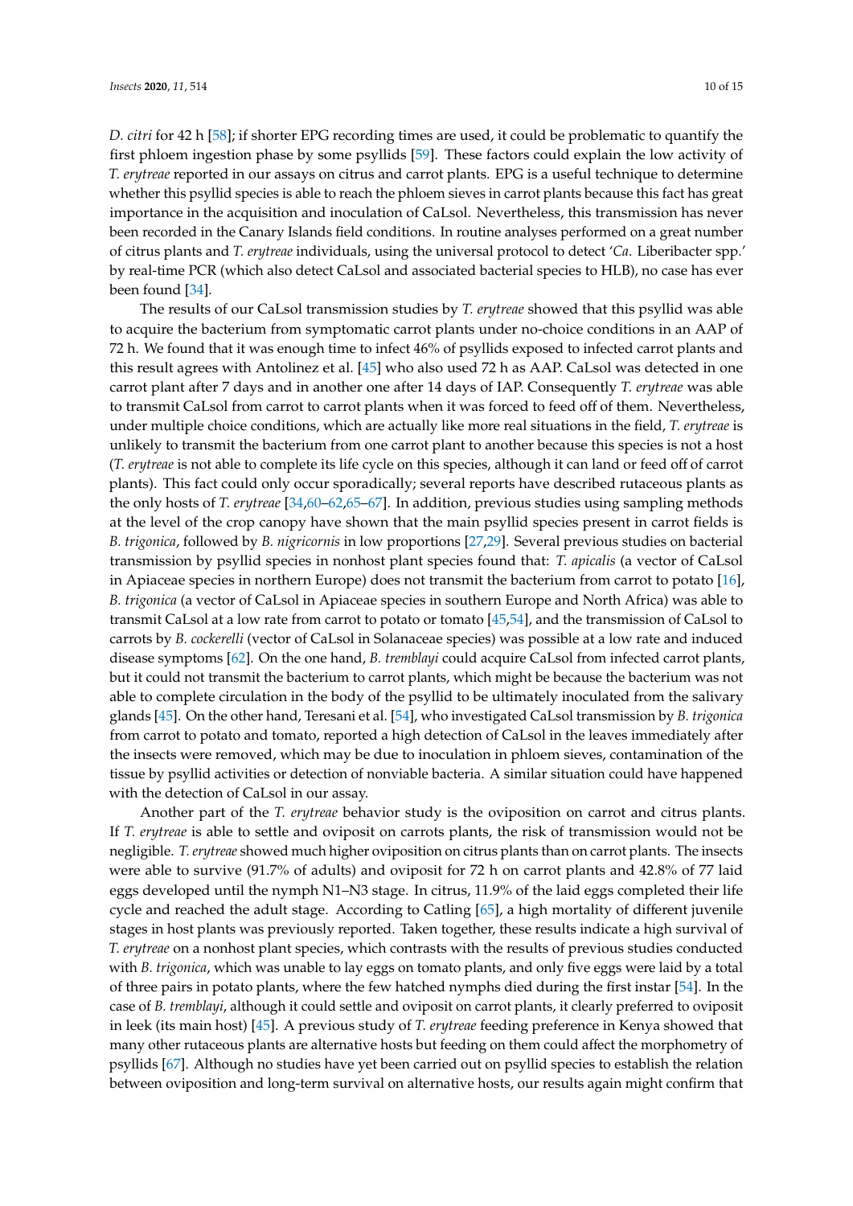*D. citri* for 42 h [58]; if shorter EPG recording times are used, it could be problematic to quantify the first phloem ingestion phase by some psyllids [59]. These factors could explain the low activity of *T. erytreae* reported in our assays on citrus and carrot plants. EPG is a useful technique to determine whether this psyllid species is able to reach the phloem sieves in carrot plants because this fact has great importance in the acquisition and inoculation of CaLsol. Nevertheless, this transmission has never been recorded in the Canary Islands field conditions. In routine analyses performed on a great number of citrus plants and *T. erytreae* individuals, using the universal protocol to detect '*Ca*. Liberibacter spp.' by real-time PCR (which also detect CaLsol and associated bacterial species to HLB), no case has ever been found [34].

The results of our CaLsol transmission studies by *T. erytreae* showed that this psyllid was able to acquire the bacterium from symptomatic carrot plants under no-choice conditions in an AAP of 72 h. We found that it was enough time to infect 46% of psyllids exposed to infected carrot plants and this result agrees with Antolinez et al. [45] who also used 72 h as AAP. CaLsol was detected in one carrot plant after 7 days and in another one after 14 days of IAP. Consequently *T. erytreae* was able to transmit CaLsol from carrot to carrot plants when it was forced to feed off of them. Nevertheless, under multiple choice conditions, which are actually like more real situations in the field, *T. erytreae* is unlikely to transmit the bacterium from one carrot plant to another because this species is not a host (*T. erytreae* is not able to complete its life cycle on this species, although it can land or feed off of carrot plants). This fact could only occur sporadically; several reports have described rutaceous plants as the only hosts of *T. erytreae* [34,60–62,65–67]. In addition, previous studies using sampling methods at the level of the crop canopy have shown that the main psyllid species present in carrot fields is *B. trigonica*, followed by *B. nigricornis* in low proportions [27,29]. Several previous studies on bacterial transmission by psyllid species in nonhost plant species found that: *T. apicalis* (a vector of CaLsol in Apiaceae species in northern Europe) does not transmit the bacterium from carrot to potato [16], *B. trigonica* (a vector of CaLsol in Apiaceae species in southern Europe and North Africa) was able to transmit CaLsol at a low rate from carrot to potato or tomato [45,54], and the transmission of CaLsol to carrots by *B. cockerelli* (vector of CaLsol in Solanaceae species) was possible at a low rate and induced disease symptoms [62]. On the one hand, *B. tremblayi* could acquire CaLsol from infected carrot plants, but it could not transmit the bacterium to carrot plants, which might be because the bacterium was not able to complete circulation in the body of the psyllid to be ultimately inoculated from the salivary glands [45]. On the other hand, Teresani et al. [54], who investigated CaLsol transmission by *B. trigonica* from carrot to potato and tomato, reported a high detection of CaLsol in the leaves immediately after the insects were removed, which may be due to inoculation in phloem sieves, contamination of the tissue by psyllid activities or detection of nonviable bacteria. A similar situation could have happened with the detection of CaLsol in our assay.

Another part of the *T. erytreae* behavior study is the oviposition on carrot and citrus plants. If *T. erytreae* is able to settle and oviposit on carrots plants, the risk of transmission would not be negligible. *T. erytreae* showed much higher oviposition on citrus plants than on carrot plants. The insects were able to survive (91.7% of adults) and oviposit for 72 h on carrot plants and 42.8% of 77 laid eggs developed until the nymph N1–N3 stage. In citrus, 11.9% of the laid eggs completed their life cycle and reached the adult stage. According to Catling [65], a high mortality of different juvenile stages in host plants was previously reported. Taken together, these results indicate a high survival of *T. erytreae* on a nonhost plant species, which contrasts with the results of previous studies conducted with *B. trigonica*, which was unable to lay eggs on tomato plants, and only five eggs were laid by a total of three pairs in potato plants, where the few hatched nymphs died during the first instar [54]. In the case of *B. tremblayi*, although it could settle and oviposit on carrot plants, it clearly preferred to oviposit in leek (its main host) [45]. A previous study of *T. erytreae* feeding preference in Kenya showed that many other rutaceous plants are alternative hosts but feeding on them could affect the morphometry of psyllids [67]. Although no studies have yet been carried out on psyllid species to establish the relation between oviposition and long-term survival on alternative hosts, our results again might confirm that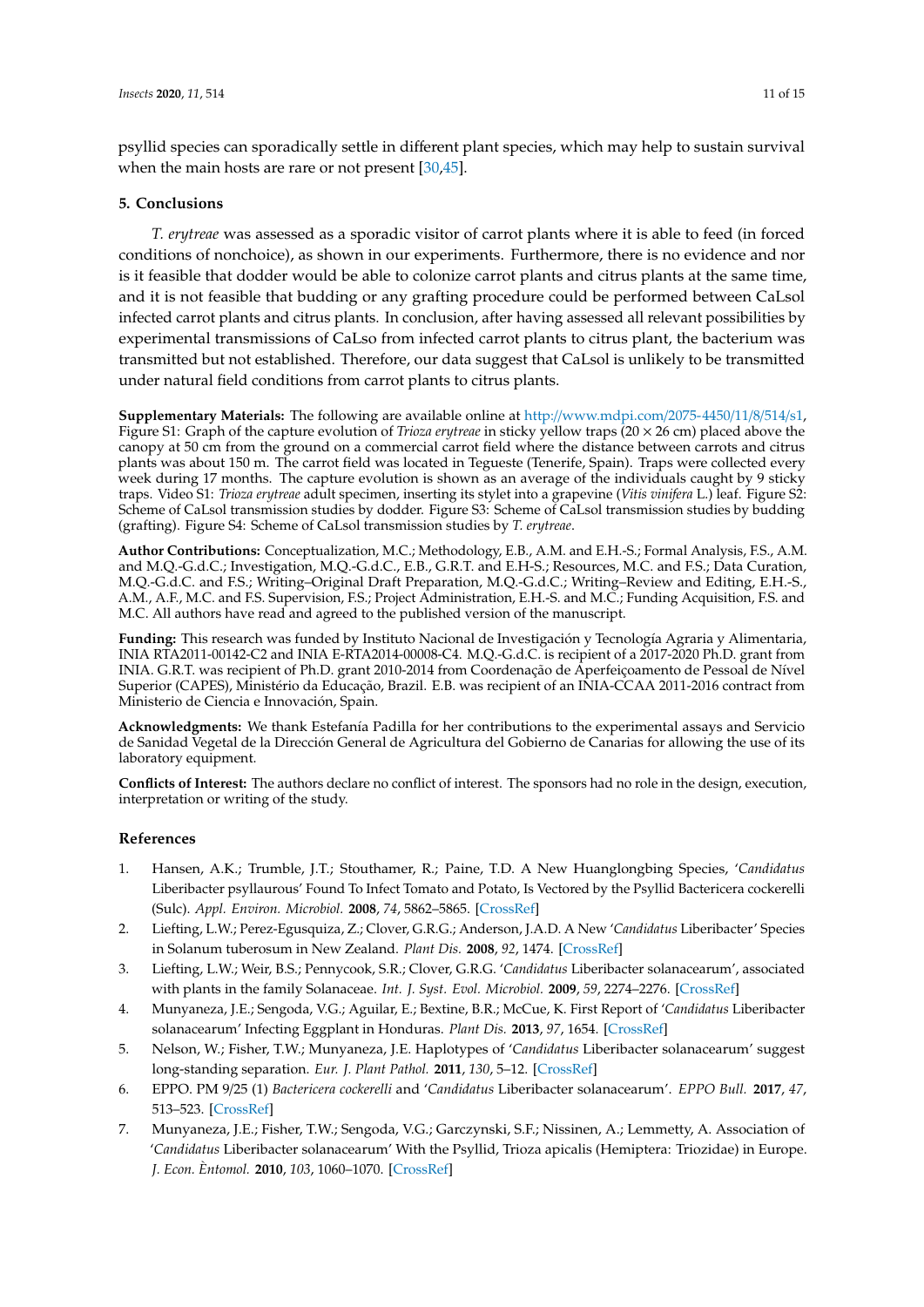psyllid species can sporadically settle in different plant species, which may help to sustain survival when the main hosts are rare or not present [30,45].

## 5. Conclusions

*T. erytreae* was assessed as a sporadic visitor of carrot plants where it is able to feed (in forced conditions of nonchoice), as shown in our experiments. Furthermore, there is no evidence and nor is it feasible that dodder would be able to colonize carrot plants and citrus plants at the same time, and it is not feasible that budding or any grafting procedure could be performed between CaLsol infected carrot plants and citrus plants. In conclusion, after having assessed all relevant possibilities by experimental transmissions of CaLso from infected carrot plants to citrus plant, the bacterium was transmitted but not established. Therefore, our data suggest that CaLsol is unlikely to be transmitted under natural field conditions from carrot plants to citrus plants.

**Supplementary Materials:** The following are available online at http://www.mdpi.com/2075-4450/11/8/514/s1, Figure S1: Graph of the capture evolution of *Trioza erytreae* in sticky yellow traps (20 × 26 cm) placed above the canopy at 50 cm from the ground on a commercial carrot field where the distance between carrots and citrus plants was about 150 m. The carrot field was located in Tegueste (Tenerife, Spain). Traps were collected every week during 17 months. The capture evolution is shown as an average of the individuals caught by 9 sticky traps. Video S1: *Trioza erytreae* adult specimen, inserting its stylet into a grapevine (*Vitis vinifera* L.) leaf. Figure S2: Scheme of CaLsol transmission studies by dodder. Figure S3: Scheme of CaLsol transmission studies by budding (grafting). Figure S4: Scheme of CaLsol transmission studies by *T. erytreae*.

**Author Contributions:** Conceptualization, M.C.; Methodology, E.B., A.M. and E.H.-S.; Formal Analysis, F.S., A.M. and M.Q.-G.d.C.; Investigation, M.Q.-G.d.C., E.B., G.R.T. and E.H-S.; Resources, M.C. and F.S.; Data Curation, M.Q.-G.d.C. and F.S.; Writing–Original Draft Preparation, M.Q.-G.d.C.; Writing–Review and Editing, E.H.-S., A.M., A.F., M.C. and F.S. Supervision, F.S.; Project Administration, E.H.-S. and M.C.; Funding Acquisition, F.S. and M.C. All authors have read and agreed to the published version of the manuscript.

**Funding:** This research was funded by Instituto Nacional de Investigación y Tecnología Agraria y Alimentaria, INIA RTA2011-00142-C2 and INIA E-RTA2014-00008-C4. M.Q.-G.d.C. is recipient of a 2017-2020 Ph.D. grant from INIA. G.R.T. was recipient of Ph.D. grant 2010-2014 from Coordenação de Aperfeiçoamento de Pessoal de Nível Superior (CAPES), Ministério da Educação, Brazil. E.B. was recipient of an INIA-CCAA 2011-2016 contract from Ministerio de Ciencia e Innovación, Spain.

**Acknowledgments:** We thank Estefanía Padilla for her contributions to the experimental assays and Servicio de Sanidad Vegetal de la Dirección General de Agricultura del Gobierno de Canarias for allowing the use of its laboratory equipment.

**Conflicts of Interest:** The authors declare no conflict of interest. The sponsors had no role in the design, execution, interpretation or writing of the study.

## References

1. Hansen, A.K.; Trumble, J.T.; Stouthamer, R.; Paine, T.D. A New Huanglongbing Species, '*Candidatus* Liberibacter psyllaurous' Found To Infect Tomato and Potato, Is Vectored by the Psyllid Bactericera cockerelli (Sulc). *Appl. Environ. Microbiol.* **2008**, *74*, 5862–5865. [CrossRef]
2. Liefting, L.W.; Perez-Egusquiza, Z.; Clover, G.R.G.; Anderson, J.A.D. A New '*Candidatus* Liberibacter' Species in Solanum tuberosum in New Zealand. *Plant Dis.* **2008**, *92*, 1474. [CrossRef]
3. Liefting, L.W.; Weir, B.S.; Pennycook, S.R.; Clover, G.R.G. '*Candidatus* Liberibacter solanacearum', associated with plants in the family Solanaceae. *Int. J. Syst. Evol. Microbiol.* **2009**, *59*, 2274–2276. [CrossRef]
4. Munyaneza, J.E.; Sengoda, V.G.; Aguilar, E.; Bextine, B.R.; McCue, K. First Report of '*Candidatus* Liberibacter solanacearum' Infecting Eggplant in Honduras. *Plant Dis.* **2013**, *97*, 1654. [CrossRef]
5. Nelson, W.; Fisher, T.W.; Munyaneza, J.E. Haplotypes of '*Candidatus* Liberibacter solanacearum' suggest long-standing separation. *Eur. J. Plant Pathol.* **2011**, *130*, 5–12. [CrossRef]
6. EPPO. PM 9/25 (1) *Bactericera cockerelli* and '*Candidatus* Liberibacter solanacearum'. *EPPO Bull.* **2017**, *47*, 513–523. [CrossRef]
7. Munyaneza, J.E.; Fisher, T.W.; Sengoda, V.G.; Garczynski, S.F.; Nissinen, A.; Lemmetty, A. Association of '*Candidatus* Liberibacter solanacearum' With the Psyllid, Trioza apicalis (Hemiptera: Triozidae) in Europe. *J. Econ. Èntomol.* **2010**, *103*, 1060–1070. [CrossRef]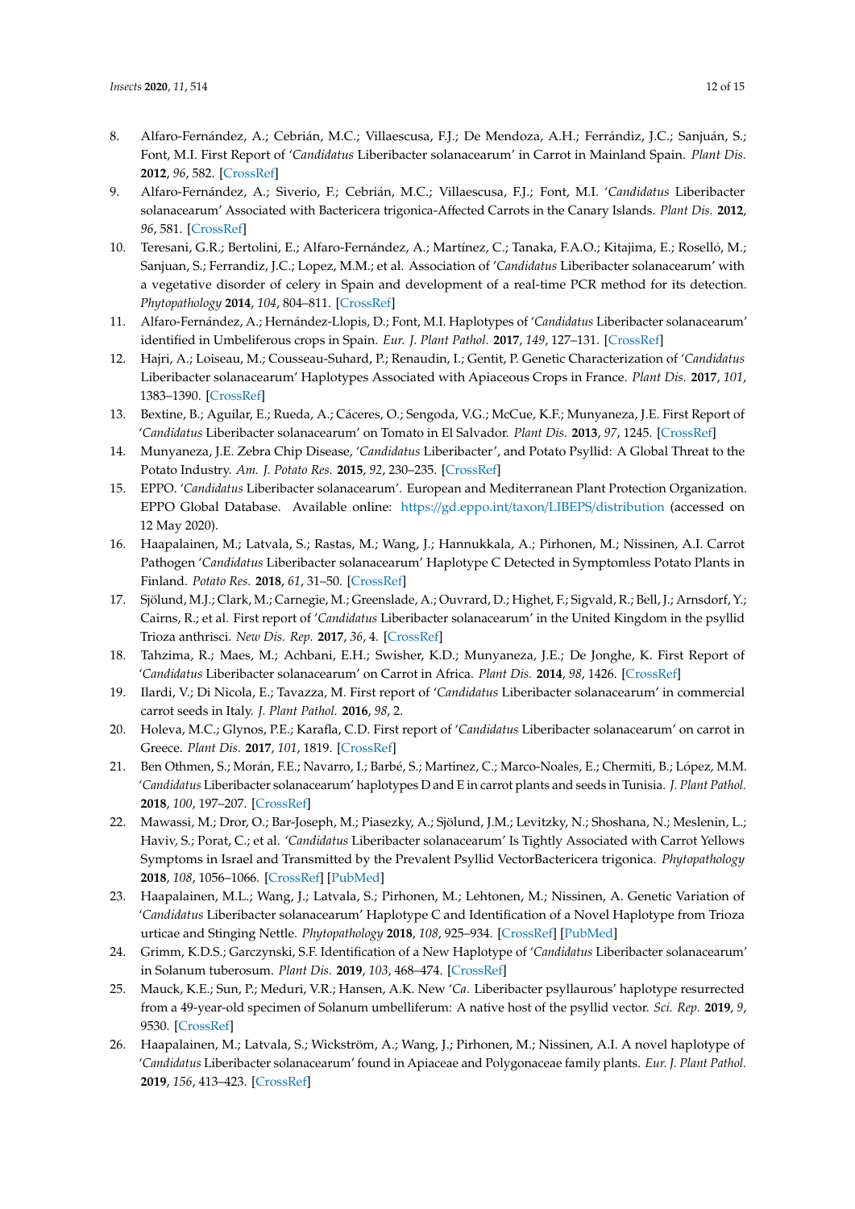8. Alfaro-Fernández, A.; Cebrián, M.C.; Villaescusa, F.J.; De Mendoza, A.H.; Ferrándiz, J.C.; Sanjuán, S.; Font, M.I. First Report of '*Candidatus* Liberibacter solanacearum' in Carrot in Mainland Spain. *Plant Dis.* **2012**, *96*, 582. [CrossRef]
9. Alfaro-Fernández, A.; Siverio, F.; Cebrián, M.C.; Villaescusa, F.J.; Font, M.I. '*Candidatus* Liberibacter solanacearum' Associated with Bactericera trigonica-Affected Carrots in the Canary Islands. *Plant Dis.* **2012**, *96*, 581. [CrossRef]
10. Teresani, G.R.; Bertolini, E.; Alfaro-Fernández, A.; Martínez, C.; Tanaka, F.A.O.; Kitajima, E.; Roselló, M.; Sanjuan, S.; Ferrandiz, J.C.; Lopez, M.M.; et al. Association of '*Candidatus* Liberibacter solanacearum' with a vegetative disorder of celery in Spain and development of a real-time PCR method for its detection. *Phytopathology* **2014**, *104*, 804–811. [CrossRef]
11. Alfaro-Fernández, A.; Hernández-Llopis, D.; Font, M.I. Haplotypes of '*Candidatus* Liberibacter solanacearum' identified in Umbeliferous crops in Spain. *Eur. J. Plant Pathol.* **2017**, *149*, 127–131. [CrossRef]
12. Hajri, A.; Loiseau, M.; Cousseau-Suhard, P.; Renaudin, I.; Gentit, P. Genetic Characterization of '*Candidatus* Liberibacter solanacearum' Haplotypes Associated with Apiaceous Crops in France. *Plant Dis.* **2017**, *101*, 1383–1390. [CrossRef]
13. Bextine, B.; Aguilar, E.; Rueda, A.; Cáceres, O.; Sengoda, V.G.; McCue, K.F.; Munyaneza, J.E. First Report of '*Candidatus* Liberibacter solanacearum' on Tomato in El Salvador. *Plant Dis.* **2013**, *97*, 1245. [CrossRef]
14. Munyaneza, J.E. Zebra Chip Disease, '*Candidatus* Liberibacter', and Potato Psyllid: A Global Threat to the Potato Industry. *Am. J. Potato Res.* **2015**, *92*, 230–235. [CrossRef]
15. EPPO. '*Candidatus* Liberibacter solanacearum'. European and Mediterranean Plant Protection Organization. EPPO Global Database. Available online: https://gd.eppo.int/taxon/LIBEPS/distribution (accessed on 12 May 2020).
16. Haapalainen, M.; Latvala, S.; Rastas, M.; Wang, J.; Hannukkala, A.; Pirhonen, M.; Nissinen, A.I. Carrot Pathogen '*Candidatus* Liberibacter solanacearum' Haplotype C Detected in Symptomless Potato Plants in Finland. *Potato Res.* **2018**, *61*, 31–50. [CrossRef]
17. Sjölund, M.J.; Clark, M.; Carnegie, M.; Greenslade, A.; Ouvrard, D.; Highet, F.; Sigvald, R.; Bell, J.; Arnsdorf, Y.; Cairns, R.; et al. First report of '*Candidatus* Liberibacter solanacearum' in the United Kingdom in the psyllid Trioza anthrisci. *New Dis. Rep.* **2017**, *36*, 4. [CrossRef]
18. Tahzima, R.; Maes, M.; Achbani, E.H.; Swisher, K.D.; Munyaneza, J.E.; De Jonghe, K. First Report of '*Candidatus* Liberibacter solanacearum' on Carrot in Africa. *Plant Dis.* **2014**, *98*, 1426. [CrossRef]
19. Ilardi, V.; Di Nicola, E.; Tavazza, M. First report of '*Candidatus* Liberibacter solanacearum' in commercial carrot seeds in Italy. *J. Plant Pathol.* **2016**, *98*, 2.
20. Holeva, M.C.; Glynos, P.E.; Karafla, C.D. First report of '*Candidatus* Liberibacter solanacearum' on carrot in Greece. *Plant Dis.* **2017**, *101*, 1819. [CrossRef]
21. Ben Othmen, S.; Morán, F.E.; Navarro, I.; Barbé, S.; Martinez, C.; Marco-Noales, E.; Chermiti, B.; López, M.M. '*Candidatus* Liberibacter solanacearum' haplotypes D and E in carrot plants and seeds in Tunisia. *J. Plant Pathol.* **2018**, *100*, 197–207. [CrossRef]
22. Mawassi, M.; Dror, O.; Bar-Joseph, M.; Piasezky, A.; Sjölund, J.M.; Levitzky, N.; Shoshana, N.; Meslenin, L.; Haviv, S.; Porat, C.; et al. '*Candidatus* Liberibacter solanacearum' Is Tightly Associated with Carrot Yellows Symptoms in Israel and Transmitted by the Prevalent Psyllid VectorBactericera trigonica. *Phytopathology* **2018**, *108*, 1056–1066. [CrossRef] [PubMed]
23. Haapalainen, M.L.; Wang, J.; Latvala, S.; Pirhonen, M.; Lehtonen, M.; Nissinen, A. Genetic Variation of '*Candidatus* Liberibacter solanacearum' Haplotype C and Identification of a Novel Haplotype from Trioza urticae and Stinging Nettle. *Phytopathology* **2018**, *108*, 925–934. [CrossRef] [PubMed]
24. Grimm, K.D.S.; Garczynski, S.F. Identification of a New Haplotype of '*Candidatus* Liberibacter solanacearum' in Solanum tuberosum. *Plant Dis.* **2019**, *103*, 468–474. [CrossRef]
25. Mauck, K.E.; Sun, P.; Meduri, V.R.; Hansen, A.K. New '*Ca.* Liberibacter psyllaurous' haplotype resurrected from a 49-year-old specimen of Solanum umbelliferum: A native host of the psyllid vector. *Sci. Rep.* **2019**, *9*, 9530. [CrossRef]
26. Haapalainen, M.; Latvala, S.; Wickström, A.; Wang, J.; Pirhonen, M.; Nissinen, A.I. A novel haplotype of '*Candidatus* Liberibacter solanacearum' found in Apiaceae and Polygonaceae family plants. *Eur. J. Plant Pathol.* **2019**, *156*, 413–423. [CrossRef]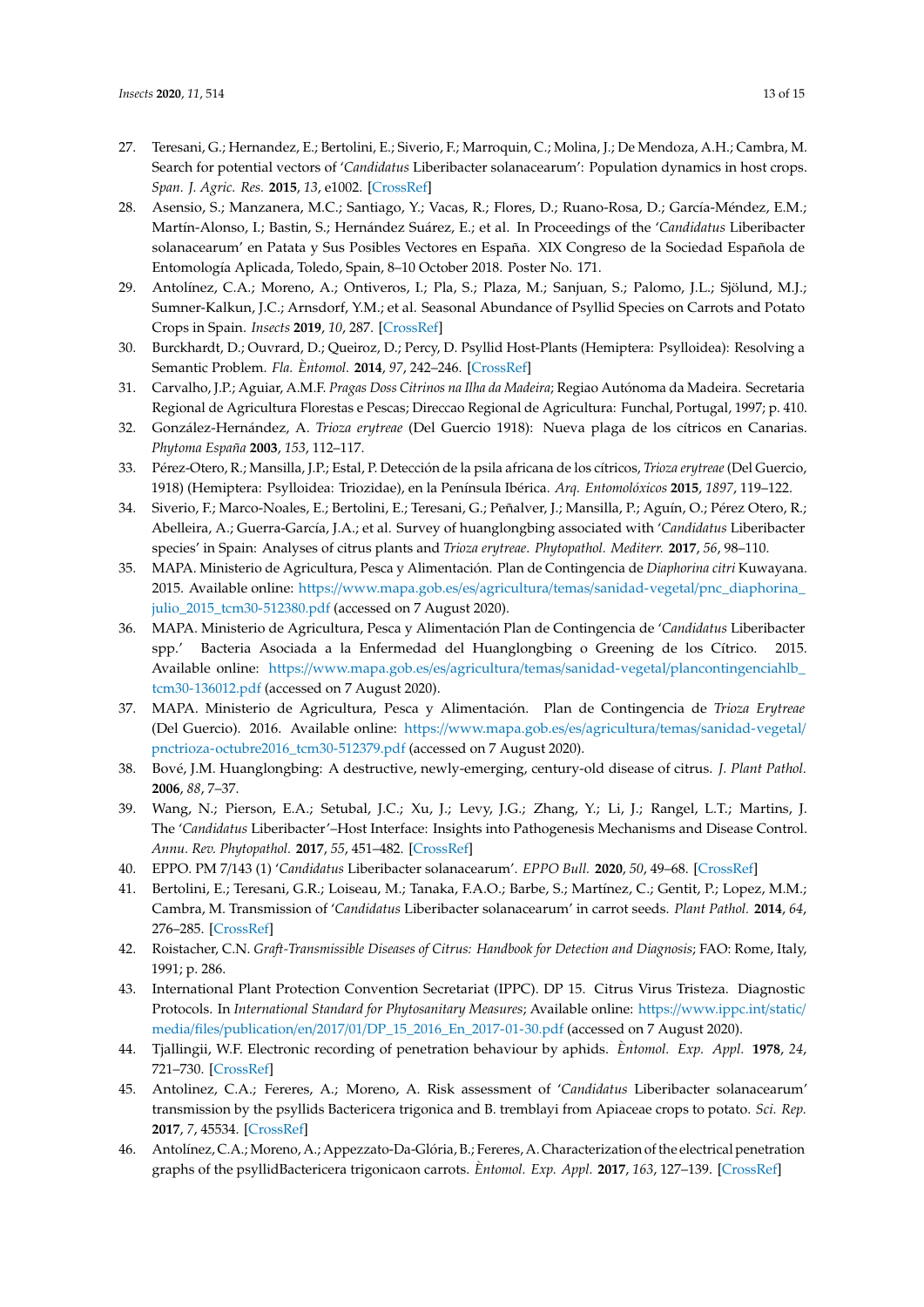27. Teresani, G.; Hernandez, E.; Bertolini, E.; Siverio, F.; Marroquin, C.; Molina, J.; De Mendoza, A.H.; Cambra, M. Search for potential vectors of '*Candidatus* Liberibacter solanacearum': Population dynamics in host crops. *Span. J. Agric. Res.* **2015**, *13*, e1002. [CrossRef]
28. Asensio, S.; Manzanera, M.C.; Santiago, Y.; Vacas, R.; Flores, D.; Ruano-Rosa, D.; García-Méndez, E.M.; Martín-Alonso, I.; Bastin, S.; Hernández Suárez, E.; et al. In Proceedings of the '*Candidatus* Liberibacter solanacearum' en Patata y Sus Posibles Vectores en España. XIX Congreso de la Sociedad Española de Entomología Aplicada, Toledo, Spain, 8–10 October 2018. Poster No. 171.
29. Antolínez, C.A.; Moreno, A.; Ontiveros, I.; Pla, S.; Plaza, M.; Sanjuan, S.; Palomo, J.L.; Sjölund, M.J.; Sumner-Kalkun, J.C.; Arnsdorf, Y.M.; et al. Seasonal Abundance of Psyllid Species on Carrots and Potato Crops in Spain. *Insects* **2019**, *10*, 287. [CrossRef]
30. Burckhardt, D.; Ouvrard, D.; Queiroz, D.; Percy, D. Psyllid Host-Plants (Hemiptera: Psylloidea): Resolving a Semantic Problem. *Fla. Entomol.* **2014**, *97*, 242–246. [CrossRef]
31. Carvalho, J.P.; Aguiar, A.M.F. *Pragas Doss Citrinos na Ilha da Madeira*; Regiao Autónoma da Madeira. Secretaria Regional de Agricultura Florestas e Pescas; Direccao Regional de Agricultura: Funchal, Portugal, 1997; p. 410.
32. González-Hernández, A. *Trioza erytreae* (Del Guercio 1918): Nueva plaga de los cítricos en Canarias. *Phytoma España* **2003**, *153*, 112–117.
33. Pérez-Otero, R.; Mansilla, J.P.; Estal, P. Detección de la psila africana de los cítricos, *Trioza erytreae* (Del Guercio, 1918) (Hemiptera: Psylloidea: Triozidae), en la Península Ibérica. *Arq. Entomolóxicos* **2015**, *1897*, 119–122.
34. Siverio, F.; Marco-Noales, E.; Bertolini, E.; Teresani, G.; Peñalver, J.; Mansilla, P.; Aguín, O.; Pérez Otero, R.; Abelleira, A.; Guerra-García, J.A.; et al. Survey of huanglongbing associated with '*Candidatus* Liberibacter species' in Spain: Analyses of citrus plants and *Trioza erytreae*. *Phytopathol. Mediterr.* **2017**, *56*, 98–110.
35. MAPA. Ministerio de Agricultura, Pesca y Alimentación. Plan de Contingencia de *Diaphorina citri* Kuwayana. 2015. Available online: https://www.mapa.gob.es/es/agricultura/temas/sanidad-vegetal/pnc_diaphorina_julio_2015_tcm30-512380.pdf (accessed on 7 August 2020).
36. MAPA. Ministerio de Agricultura, Pesca y Alimentación Plan de Contingencia de '*Candidatus* Liberibacter spp.' Bacteria Asociada a la Enfermedad del Huanglongbing o Greening de los Cítrico. 2015. Available online: https://www.mapa.gob.es/es/agricultura/temas/sanidad-vegetal/plancontingenciahlb_tcm30-136012.pdf (accessed on 7 August 2020).
37. MAPA. Ministerio de Agricultura, Pesca y Alimentación. Plan de Contingencia de *Trioza Erytreae* (Del Guercio). 2016. Available online: https://www.mapa.gob.es/es/agricultura/temas/sanidad-vegetal/pnctrioza-octubre2016_tcm30-512379.pdf (accessed on 7 August 2020).
38. Bové, J.M. Huanglongbing: A destructive, newly-emerging, century-old disease of citrus. *J. Plant Pathol.* **2006**, *88*, 7–37.
39. Wang, N.; Pierson, E.A.; Setubal, J.C.; Xu, J.; Levy, J.G.; Zhang, Y.; Li, J.; Rangel, L.T.; Martins, J. The '*Candidatus* Liberibacter'–Host Interface: Insights into Pathogenesis Mechanisms and Disease Control. *Annu. Rev. Phytopathol.* **2017**, *55*, 451–482. [CrossRef]
40. EPPO. PM 7/143 (1) '*Candidatus* Liberibacter solanacearum'. *EPPO Bull.* **2020**, *50*, 49–68. [CrossRef]
41. Bertolini, E.; Teresani, G.R.; Loiseau, M.; Tanaka, F.A.O.; Barbe, S.; Martínez, C.; Gentit, P.; Lopez, M.M.; Cambra, M. Transmission of '*Candidatus* Liberibacter solanacearum' in carrot seeds. *Plant Pathol.* **2014**, *64*, 276–285. [CrossRef]
42. Roistacher, C.N. *Graft-Transmissible Diseases of Citrus: Handbook for Detection and Diagnosis*; FAO: Rome, Italy, 1991; p. 286.
43. International Plant Protection Convention Secretariat (IPPC). DP 15. Citrus Virus Tristeza. Diagnostic Protocols. In *International Standard for Phytosanitary Measures*; Available online: https://www.ippc.int/static/media/files/publication/en/2017/01/DP_15_2016_En_2017-01-30.pdf (accessed on 7 August 2020).
44. Tjallingii, W.F. Electronic recording of penetration behaviour by aphids. *Entomol. Exp. Appl.* **1978**, *24*, 721–730. [CrossRef]
45. Antolinez, C.A.; Fereres, A.; Moreno, A. Risk assessment of '*Candidatus* Liberibacter solanacearum' transmission by the psyllids Bactericera trigonica and B. tremblayi from Apiaceae crops to potato. *Sci. Rep.* **2017**, *7*, 45534. [CrossRef]
46. Antolínez, C.A.; Moreno, A.; Appezzato-Da-Glória, B.; Fereres, A. Characterization of the electrical penetration graphs of the psyllidBactericera trigonicaon carrots. *Entomol. Exp. Appl.* **2017**, *163*, 127–139. [CrossRef]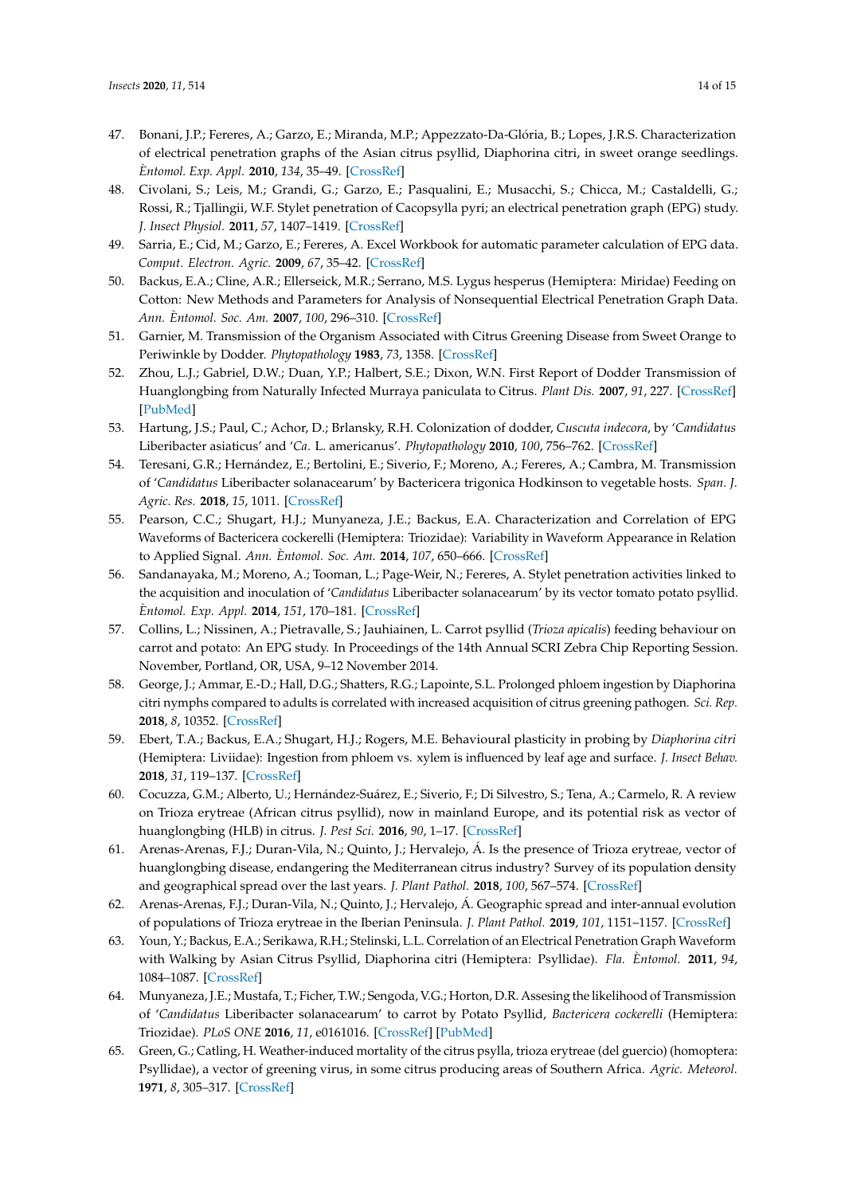47. Bonani, J.P.; Fereres, A.; Garzo, E.; Miranda, M.P.; Appezzato-Da-Glória, B.; Lopes, J.R.S. Characterization of electrical penetration graphs of the Asian citrus psyllid, Diaphorina citri, in sweet orange seedlings. *Èntomol. Exp. Appl.* **2010**, *134*, 35–49. [CrossRef]
48. Civolani, S.; Leis, M.; Grandi, G.; Garzo, E.; Pasqualini, E.; Musacchi, S.; Chicca, M.; Castaldelli, G.; Rossi, R.; Tjallingii, W.F. Stylet penetration of Cacopsylla pyri; an electrical penetration graph (EPG) study. *J. Insect Physiol.* **2011**, *57*, 1407–1419. [CrossRef]
49. Sarria, E.; Cid, M.; Garzo, E.; Fereres, A. Excel Workbook for automatic parameter calculation of EPG data. *Comput. Electron. Agric.* **2009**, *67*, 35–42. [CrossRef]
50. Backus, E.A.; Cline, A.R.; Ellerseick, M.R.; Serrano, M.S. Lygus hesperus (Hemiptera: Miridae) Feeding on Cotton: New Methods and Parameters for Analysis of Nonsequential Electrical Penetration Graph Data. *Ann. Èntomol. Soc. Am.* **2007**, *100*, 296–310. [CrossRef]
51. Garnier, M. Transmission of the Organism Associated with Citrus Greening Disease from Sweet Orange to Periwinkle by Dodder. *Phytopathology* **1983**, *73*, 1358. [CrossRef]
52. Zhou, L.J.; Gabriel, D.W.; Duan, Y.P.; Halbert, S.E.; Dixon, W.N. First Report of Dodder Transmission of Huanglongbing from Naturally Infected Murraya paniculata to Citrus. *Plant Dis.* **2007**, *91*, 227. [CrossRef] [PubMed]
53. Hartung, J.S.; Paul, C.; Achor, D.; Brlansky, R.H. Colonization of dodder, *Cuscuta indecora*, by '*Candidatus* Liberibacter asiaticus' and '*Ca*. L. americanus'. *Phytopathology* **2010**, *100*, 756–762. [CrossRef]
54. Teresani, G.R.; Hernández, E.; Bertolini, E.; Siverio, F.; Moreno, A.; Fereres, A.; Cambra, M. Transmission of '*Candidatus* Liberibacter solanacearum' by Bactericera trigonica Hodkinson to vegetable hosts. *Span. J. Agric. Res.* **2018**, *15*, 1011. [CrossRef]
55. Pearson, C.C.; Shugart, H.J.; Munyaneza, J.E.; Backus, E.A. Characterization and Correlation of EPG Waveforms of Bactericera cockerelli (Hemiptera: Triozidae): Variability in Waveform Appearance in Relation to Applied Signal. *Ann. Èntomol. Soc. Am.* **2014**, *107*, 650–666. [CrossRef]
56. Sandanayaka, M.; Moreno, A.; Tooman, L.; Page-Weir, N.; Fereres, A. Stylet penetration activities linked to the acquisition and inoculation of '*Candidatus* Liberibacter solanacearum' by its vector tomato potato psyllid. *Èntomol. Exp. Appl.* **2014**, *151*, 170–181. [CrossRef]
57. Collins, L.; Nissinen, A.; Pietravalle, S.; Jauhiainen, L. Carrot psyllid (*Trioza apicalis*) feeding behaviour on carrot and potato: An EPG study. In Proceedings of the 14th Annual SCRI Zebra Chip Reporting Session. November, Portland, OR, USA, 9–12 November 2014.
58. George, J.; Ammar, E.-D.; Hall, D.G.; Shatters, R.G.; Lapointe, S.L. Prolonged phloem ingestion by Diaphorina citri nymphs compared to adults is correlated with increased acquisition of citrus greening pathogen. *Sci. Rep.* **2018**, *8*, 10352. [CrossRef]
59. Ebert, T.A.; Backus, E.A.; Shugart, H.J.; Rogers, M.E. Behavioural plasticity in probing by *Diaphorina citri* (Hemiptera: Liviidae): Ingestion from phloem vs. xylem is influenced by leaf age and surface. *J. Insect Behav.* **2018**, *31*, 119–137. [CrossRef]
60. Cocuzza, G.M.; Alberto, U.; Hernández-Suárez, E.; Siverio, F.; Di Silvestro, S.; Tena, A.; Carmelo, R. A review on Trioza erytreae (African citrus psyllid), now in mainland Europe, and its potential risk as vector of huanglongbing (HLB) in citrus. *J. Pest Sci.* **2016**, *90*, 1–17. [CrossRef]
61. Arenas-Arenas, F.J.; Duran-Vila, N.; Quinto, J.; Hervalejo, Á. Is the presence of Trioza erytreae, vector of huanglongbing disease, endangering the Mediterranean citrus industry? Survey of its population density and geographical spread over the last years. *J. Plant Pathol.* **2018**, *100*, 567–574. [CrossRef]
62. Arenas-Arenas, F.J.; Duran-Vila, N.; Quinto, J.; Hervalejo, Á. Geographic spread and inter-annual evolution of populations of Trioza erytreae in the Iberian Peninsula. *J. Plant Pathol.* **2019**, *101*, 1151–1157. [CrossRef]
63. Youn, Y.; Backus, E.A.; Serikawa, R.H.; Stelinski, L.L. Correlation of an Electrical Penetration Graph Waveform with Walking by Asian Citrus Psyllid, Diaphorina citri (Hemiptera: Psyllidae). *Fla. Èntomol.* **2011**, *94*, 1084–1087. [CrossRef]
64. Munyaneza, J.E.; Mustafa, T.; Ficher, T.W.; Sengoda, V.G.; Horton, D.R. Assesing the likelihood of Transmission of '*Candidatus* Liberibacter solanacearum' to carrot by Potato Psyllid, *Bactericera cockerelli* (Hemiptera: Triozidae). *PLoS ONE* **2016**, *11*, e0161016. [CrossRef] [PubMed]
65. Green, G.; Catling, H. Weather-induced mortality of the citrus psylla, trioza erytreae (del guercio) (homoptera: Psyllidae), a vector of greening virus, in some citrus producing areas of Southern Africa. *Agric. Meteorol.* **1971**, *8*, 305–317. [CrossRef]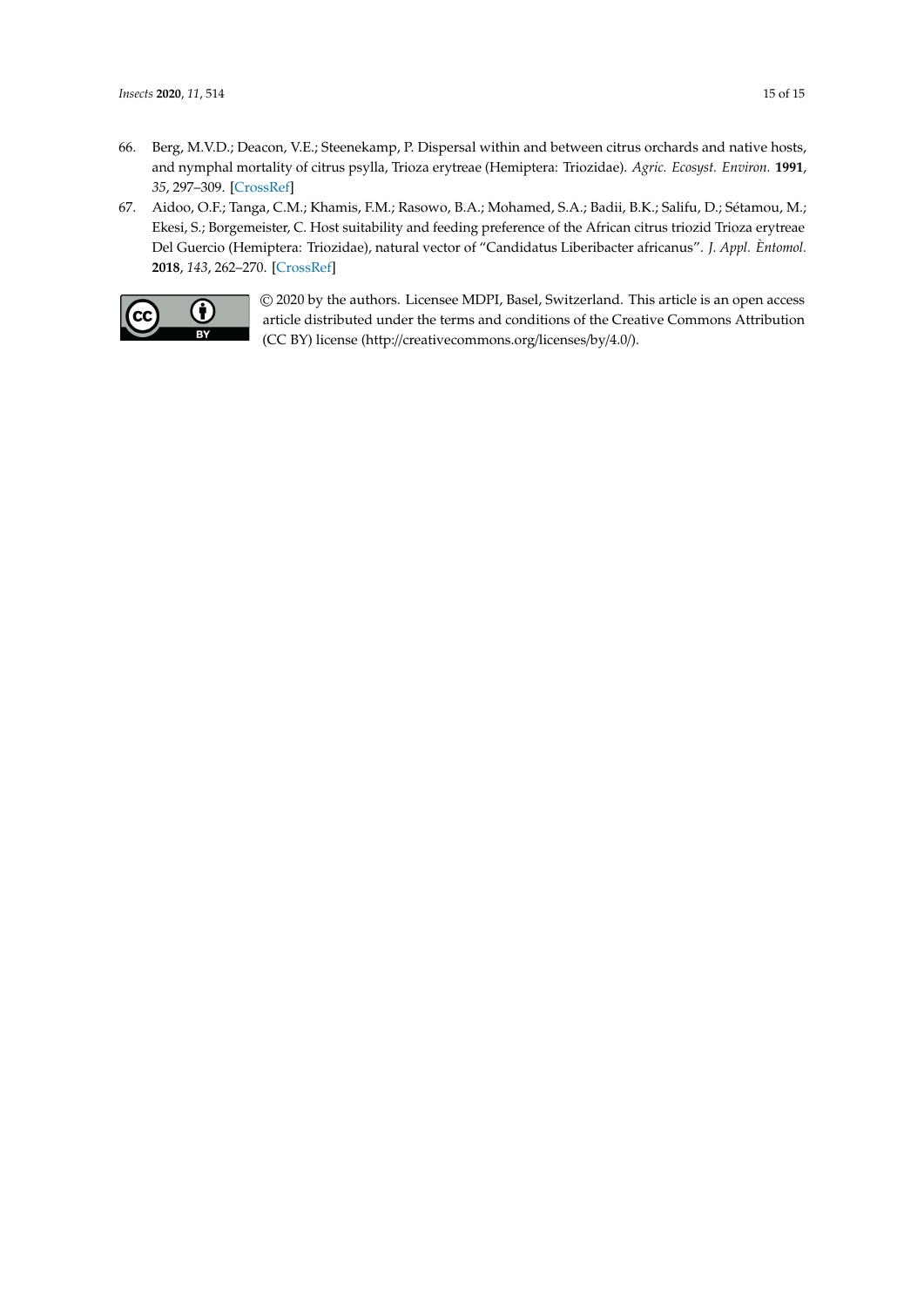66. Berg, M.V.D.; Deacon, V.E.; Steenekamp, P. Dispersal within and between citrus orchards and native hosts, and nymphal mortality of citrus psylla, Trioza erytreae (Hemiptera: Triozidae). *Agric. Ecosyst. Environ.* **1991**, *35*, 297–309. [CrossRef]
67. Aidoo, O.F.; Tanga, C.M.; Khamis, F.M.; Rasowo, B.A.; Mohamed, S.A.; Badii, B.K.; Salifu, D.; Sétamou, M.; Ekesi, S.; Borgemeister, C. Host suitability and feeding preference of the African citrus triozid Trioza erytreae Del Guercio (Hemiptera: Triozidae), natural vector of "Candidatus Liberibacter africanus". *J. Appl. Èntomol.* **2018**, *143*, 262–270. [CrossRef]

© 2020 by the authors. Licensee MDPI, Basel, Switzerland. This article is an open access article distributed under the terms and conditions of the Creative Commons Attribution (CC BY) license (http://creativecommons.org/licenses/by/4.0/).